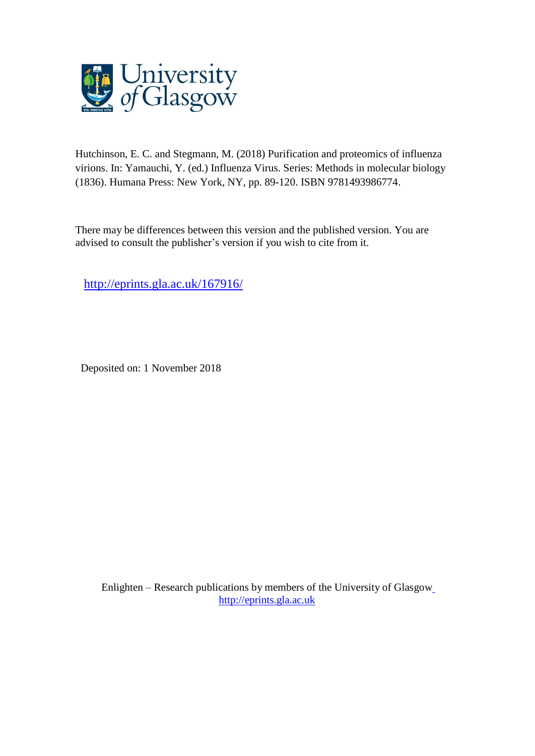Hutchinson, E. C. and Stegmann, M. (2018) Purification and proteomics of influenza virions. In: Yamauchi, Y. (ed.) Influenza Virus. Series: Methods in molecular biology (1836). Humana Press: New York, NY, pp. 89-120. ISBN 9781493986774.

There may be differences between this version and the published version. You are advised to consult the publisher's version if you wish to cite from it.

http://eprints.gla.ac.uk/167916/

Deposited on: 1 November 2018

Enlighten – Research publications by members of the University of Glasgow
http://eprints.gla.ac.uk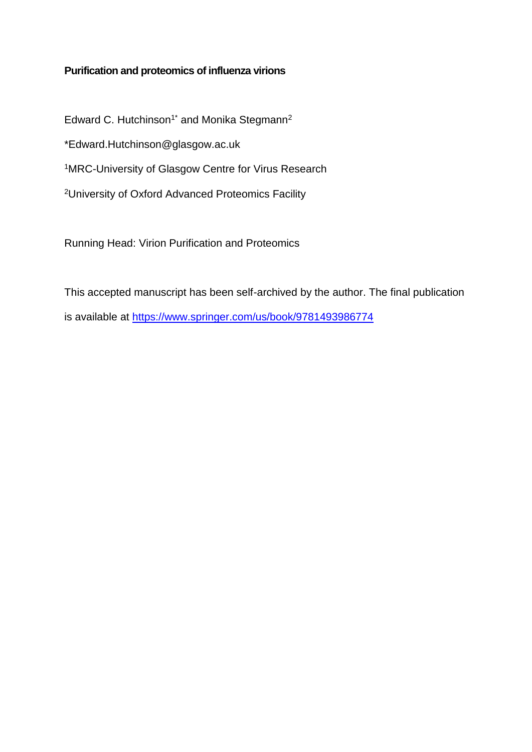**Purification and proteomics of influenza virions**

Edward C. Hutchinson[1*] and Monika Stegmann[2]

*Edward.Hutchinson@glasgow.ac.uk

[1]MRC-University of Glasgow Centre for Virus Research

[2]University of Oxford Advanced Proteomics Facility

Running Head: Virion Purification and Proteomics

This accepted manuscript has been self-archived by the author. The final publication is available at [https://www.springer.com/us/book/9781493986774](https://www.springer.com/us/book/9781493986774)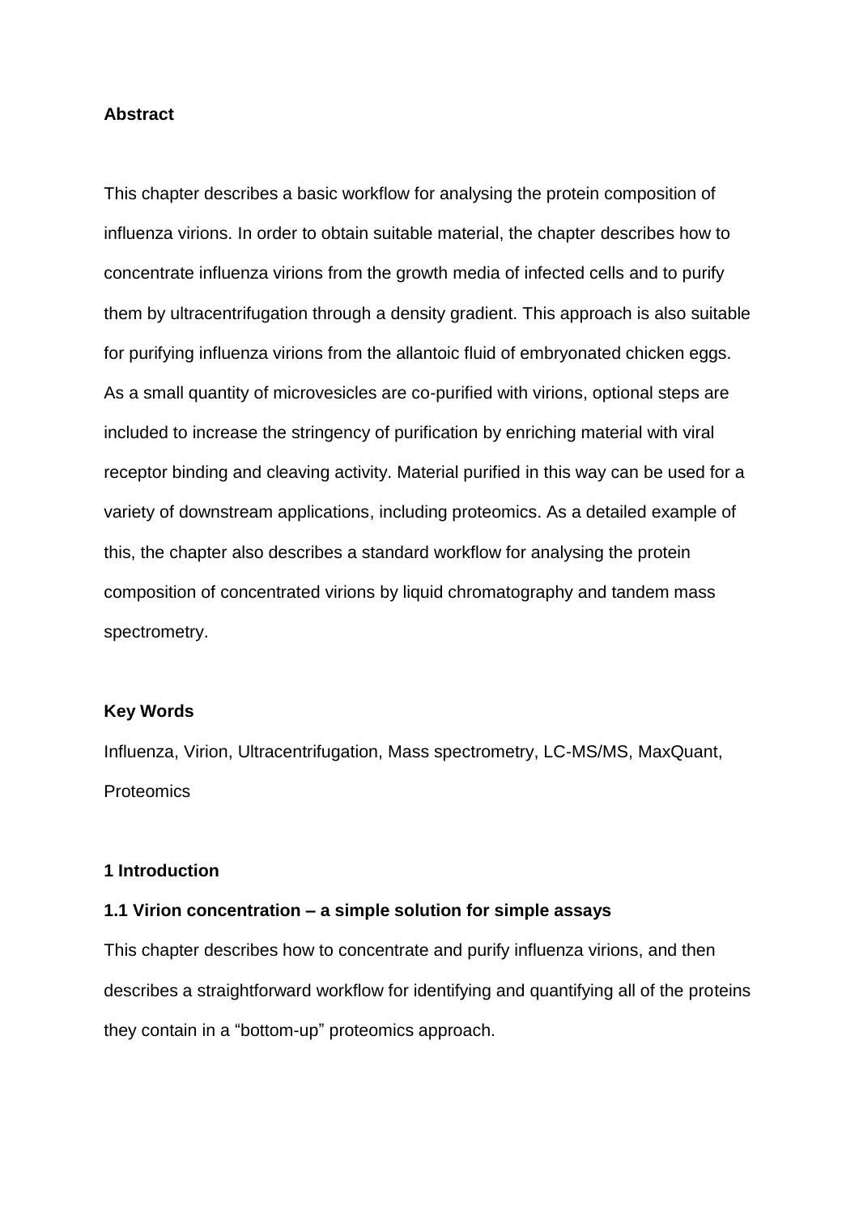**Abstract**

This chapter describes a basic workflow for analysing the protein composition of influenza virions. In order to obtain suitable material, the chapter describes how to concentrate influenza virions from the growth media of infected cells and to purify them by ultracentrifugation through a density gradient. This approach is also suitable for purifying influenza virions from the allantoic fluid of embryonated chicken eggs. As a small quantity of microvesicles are co-purified with virions, optional steps are included to increase the stringency of purification by enriching material with viral receptor binding and cleaving activity. Material purified in this way can be used for a variety of downstream applications, including proteomics. As a detailed example of this, the chapter also describes a standard workflow for analysing the protein composition of concentrated virions by liquid chromatography and tandem mass spectrometry.

**Key Words**

Influenza, Virion, Ultracentrifugation, Mass spectrometry, LC-MS/MS, MaxQuant, Proteomics

## 1 Introduction

### 1.1 Virion concentration – a simple solution for simple assays

This chapter describes how to concentrate and purify influenza virions, and then describes a straightforward workflow for identifying and quantifying all of the proteins they contain in a "bottom-up" proteomics approach.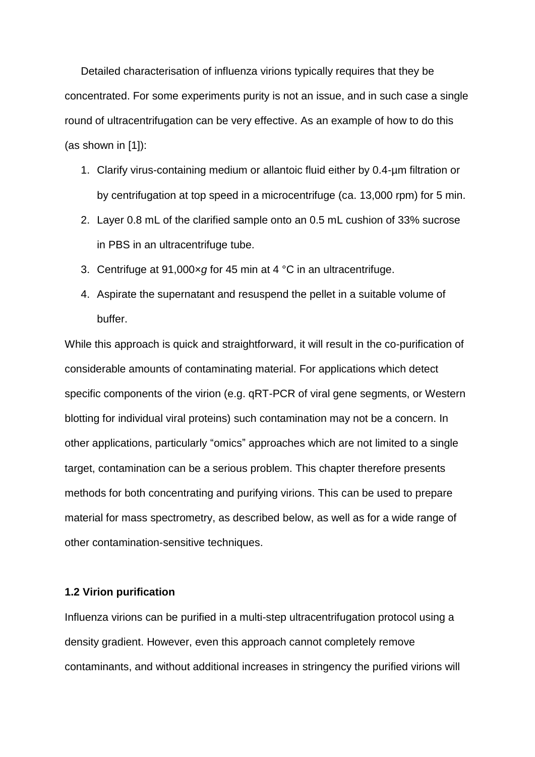Detailed characterisation of influenza virions typically requires that they be concentrated. For some experiments purity is not an issue, and in such case a single round of ultracentrifugation can be very effective. As an example of how to do this (as shown in [1]):

1. Clarify virus-containing medium or allantoic fluid either by 0.4-µm filtration or by centrifugation at top speed in a microcentrifuge (ca. 13,000 rpm) for 5 min.
2. Layer 0.8 mL of the clarified sample onto an 0.5 mL cushion of 33% sucrose in PBS in an ultracentrifuge tube.
3. Centrifuge at 91,000×*g* for 45 min at 4 °C in an ultracentrifuge.
4. Aspirate the supernatant and resuspend the pellet in a suitable volume of buffer.

While this approach is quick and straightforward, it will result in the co-purification of considerable amounts of contaminating material. For applications which detect specific components of the virion (e.g. qRT-PCR of viral gene segments, or Western blotting for individual viral proteins) such contamination may not be a concern. In other applications, particularly "omics" approaches which are not limited to a single target, contamination can be a serious problem. This chapter therefore presents methods for both concentrating and purifying virions. This can be used to prepare material for mass spectrometry, as described below, as well as for a wide range of other contamination-sensitive techniques.

### 1.2 Virion purification

Influenza virions can be purified in a multi-step ultracentrifugation protocol using a density gradient. However, even this approach cannot completely remove contaminants, and without additional increases in stringency the purified virions will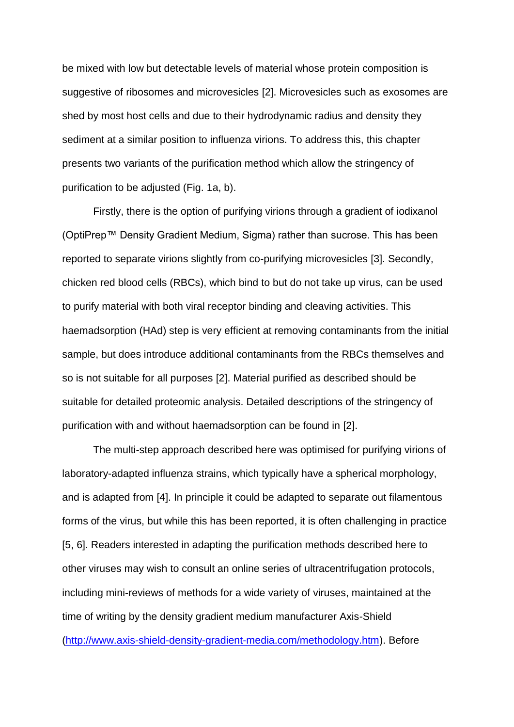be mixed with low but detectable levels of material whose protein composition is suggestive of ribosomes and microvesicles [2]. Microvesicles such as exosomes are shed by most host cells and due to their hydrodynamic radius and density they sediment at a similar position to influenza virions. To address this, this chapter presents two variants of the purification method which allow the stringency of purification to be adjusted (Fig. 1a, b).

Firstly, there is the option of purifying virions through a gradient of iodixanol (OptiPrep™ Density Gradient Medium, Sigma) rather than sucrose. This has been reported to separate virions slightly from co-purifying microvesicles [3]. Secondly, chicken red blood cells (RBCs), which bind to but do not take up virus, can be used to purify material with both viral receptor binding and cleaving activities. This haemadsorption (HAd) step is very efficient at removing contaminants from the initial sample, but does introduce additional contaminants from the RBCs themselves and so is not suitable for all purposes [2]. Material purified as described should be suitable for detailed proteomic analysis. Detailed descriptions of the stringency of purification with and without haemadsorption can be found in [2].

The multi-step approach described here was optimised for purifying virions of laboratory-adapted influenza strains, which typically have a spherical morphology, and is adapted from [4]. In principle it could be adapted to separate out filamentous forms of the virus, but while this has been reported, it is often challenging in practice [5, 6]. Readers interested in adapting the purification methods described here to other viruses may wish to consult an online series of ultracentrifugation protocols, including mini-reviews of methods for a wide variety of viruses, maintained at the time of writing by the density gradient medium manufacturer Axis-Shield (http://www.axis-shield-density-gradient-media.com/methodology.htm). Before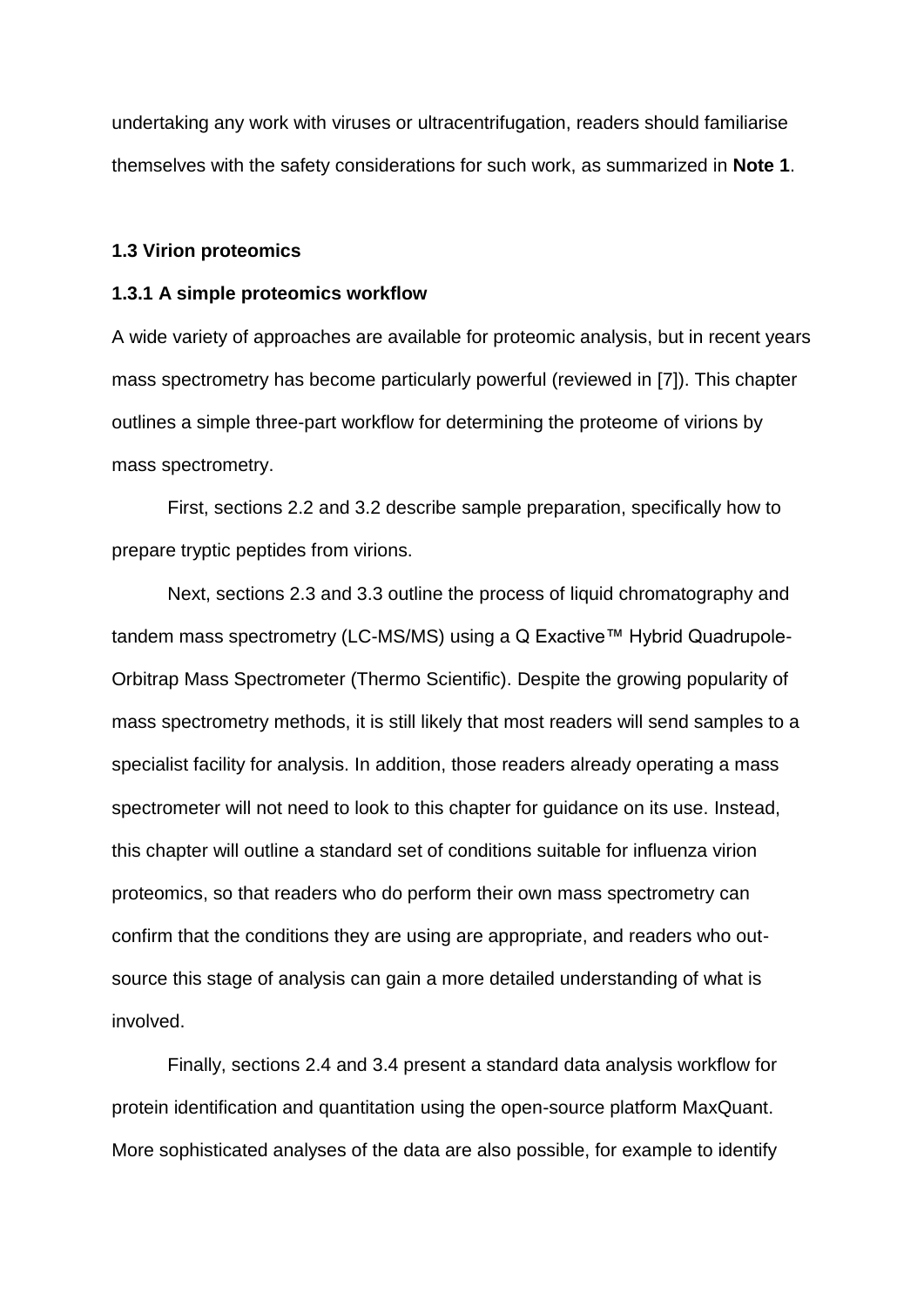undertaking any work with viruses or ultracentrifugation, readers should familiarise themselves with the safety considerations for such work, as summarized in **Note 1**.

### 1.3 Virion proteomics

#### 1.3.1 A simple proteomics workflow

A wide variety of approaches are available for proteomic analysis, but in recent years mass spectrometry has become particularly powerful (reviewed in [7]). This chapter outlines a simple three-part workflow for determining the proteome of virions by mass spectrometry.

First, sections 2.2 and 3.2 describe sample preparation, specifically how to prepare tryptic peptides from virions.

Next, sections 2.3 and 3.3 outline the process of liquid chromatography and tandem mass spectrometry (LC-MS/MS) using a Q Exactive™ Hybrid Quadrupole-Orbitrap Mass Spectrometer (Thermo Scientific). Despite the growing popularity of mass spectrometry methods, it is still likely that most readers will send samples to a specialist facility for analysis. In addition, those readers already operating a mass spectrometer will not need to look to this chapter for guidance on its use. Instead, this chapter will outline a standard set of conditions suitable for influenza virion proteomics, so that readers who do perform their own mass spectrometry can confirm that the conditions they are using are appropriate, and readers who out-source this stage of analysis can gain a more detailed understanding of what is involved.

Finally, sections 2.4 and 3.4 present a standard data analysis workflow for protein identification and quantitation using the open-source platform MaxQuant. More sophisticated analyses of the data are also possible, for example to identify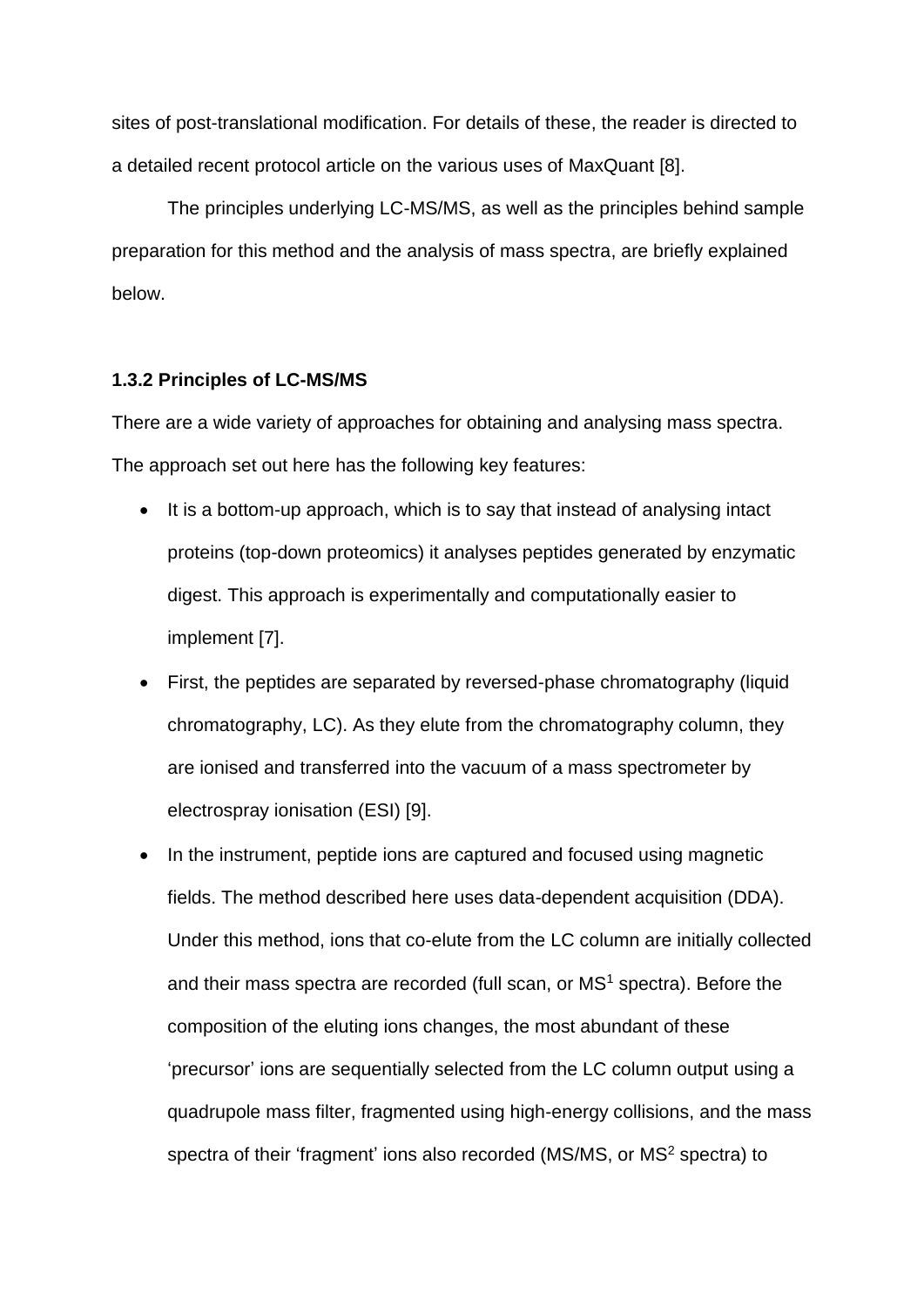sites of post-translational modification. For details of these, the reader is directed to a detailed recent protocol article on the various uses of MaxQuant [8].

The principles underlying LC-MS/MS, as well as the principles behind sample preparation for this method and the analysis of mass spectra, are briefly explained below.

### 1.3.2 Principles of LC-MS/MS

There are a wide variety of approaches for obtaining and analysing mass spectra. The approach set out here has the following key features:

- It is a bottom-up approach, which is to say that instead of analysing intact proteins (top-down proteomics) it analyses peptides generated by enzymatic digest. This approach is experimentally and computationally easier to implement [7].
- First, the peptides are separated by reversed-phase chromatography (liquid chromatography, LC). As they elute from the chromatography column, they are ionised and transferred into the vacuum of a mass spectrometer by electrospray ionisation (ESI) [9].
- In the instrument, peptide ions are captured and focused using magnetic fields. The method described here uses data-dependent acquisition (DDA). Under this method, ions that co-elute from the LC column are initially collected and their mass spectra are recorded (full scan, or $MS^1$ spectra). Before the composition of the eluting ions changes, the most abundant of these 'precursor' ions are sequentially selected from the LC column output using a quadrupole mass filter, fragmented using high-energy collisions, and the mass spectra of their 'fragment' ions also recorded (MS/MS, or $MS^2$ spectra) to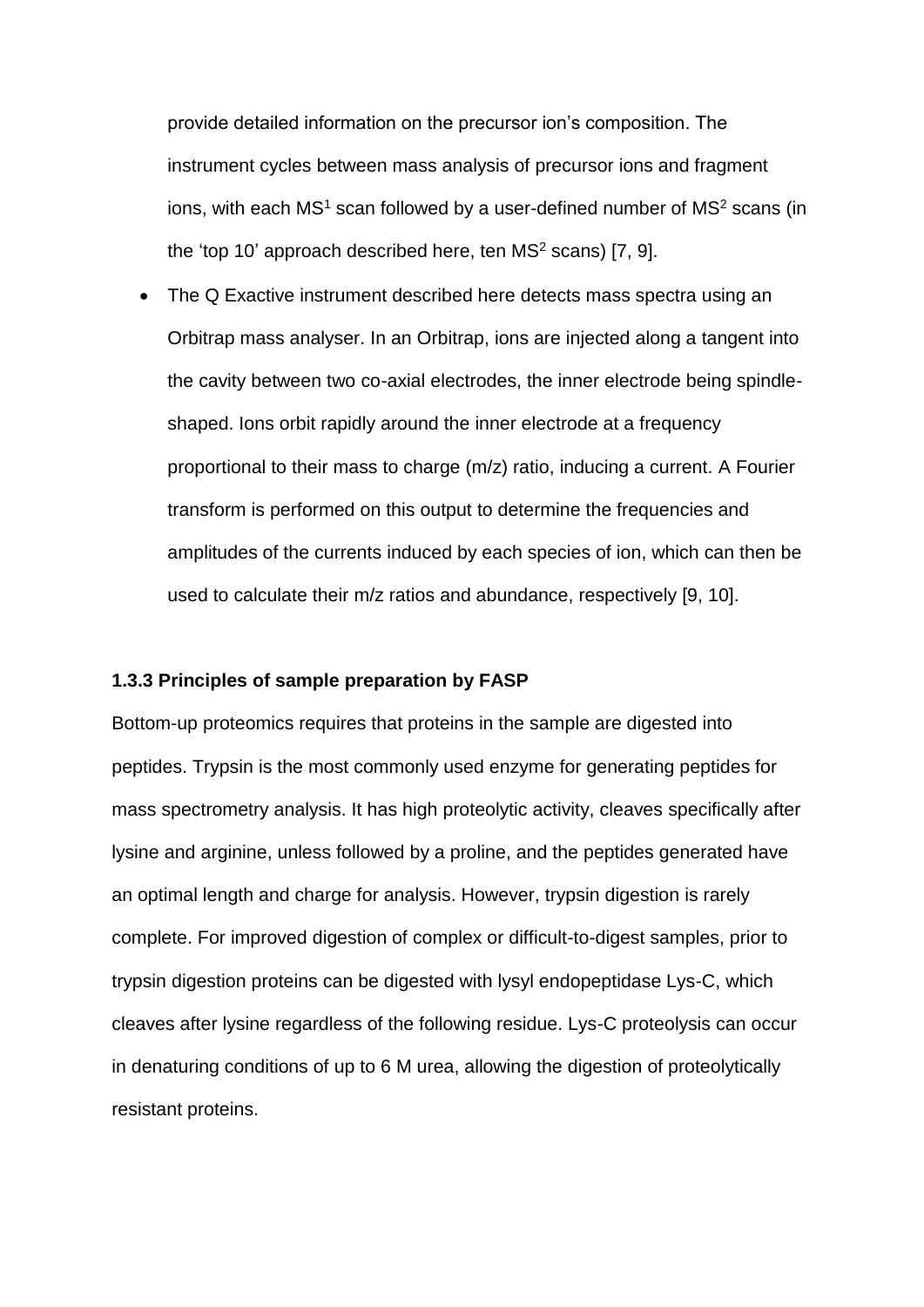provide detailed information on the precursor ion's composition. The instrument cycles between mass analysis of precursor ions and fragment ions, with each $MS^1$ scan followed by a user-defined number of $MS^2$ scans (in the 'top 10' approach described here, ten $MS^2$ scans) [7, 9].

- The Q Exactive instrument described here detects mass spectra using an Orbitrap mass analyser. In an Orbitrap, ions are injected along a tangent into the cavity between two co-axial electrodes, the inner electrode being spindle-shaped. Ions orbit rapidly around the inner electrode at a frequency proportional to their mass to charge (m/z) ratio, inducing a current. A Fourier transform is performed on this output to determine the frequencies and amplitudes of the currents induced by each species of ion, which can then be used to calculate their m/z ratios and abundance, respectively [9, 10].

### 1.3.3 Principles of sample preparation by FASP

Bottom-up proteomics requires that proteins in the sample are digested into peptides. Trypsin is the most commonly used enzyme for generating peptides for mass spectrometry analysis. It has high proteolytic activity, cleaves specifically after lysine and arginine, unless followed by a proline, and the peptides generated have an optimal length and charge for analysis. However, trypsin digestion is rarely complete. For improved digestion of complex or difficult-to-digest samples, prior to trypsin digestion proteins can be digested with lysyl endopeptidase Lys-C, which cleaves after lysine regardless of the following residue. Lys-C proteolysis can occur in denaturing conditions of up to 6 M urea, allowing the digestion of proteolytically resistant proteins.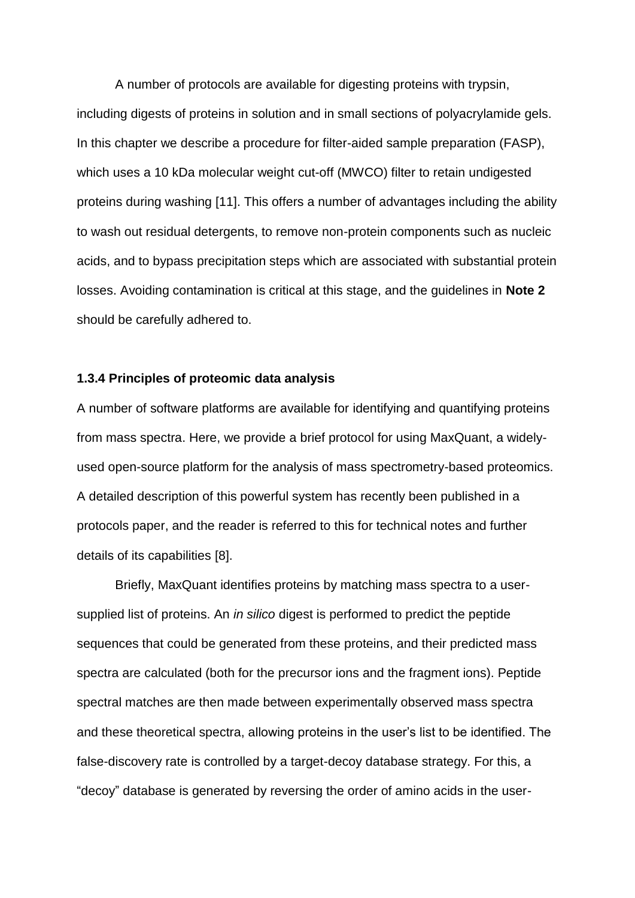A number of protocols are available for digesting proteins with trypsin, including digests of proteins in solution and in small sections of polyacrylamide gels. In this chapter we describe a procedure for filter-aided sample preparation (FASP), which uses a 10 kDa molecular weight cut-off (MWCO) filter to retain undigested proteins during washing [11]. This offers a number of advantages including the ability to wash out residual detergents, to remove non-protein components such as nucleic acids, and to bypass precipitation steps which are associated with substantial protein losses. Avoiding contamination is critical at this stage, and the guidelines in **Note 2** should be carefully adhered to.

### 1.3.4 Principles of proteomic data analysis

A number of software platforms are available for identifying and quantifying proteins from mass spectra. Here, we provide a brief protocol for using MaxQuant, a widely-used open-source platform for the analysis of mass spectrometry-based proteomics. A detailed description of this powerful system has recently been published in a protocols paper, and the reader is referred to this for technical notes and further details of its capabilities [8].

Briefly, MaxQuant identifies proteins by matching mass spectra to a user-supplied list of proteins. An *in silico* digest is performed to predict the peptide sequences that could be generated from these proteins, and their predicted mass spectra are calculated (both for the precursor ions and the fragment ions). Peptide spectral matches are then made between experimentally observed mass spectra and these theoretical spectra, allowing proteins in the user's list to be identified. The false-discovery rate is controlled by a target-decoy database strategy. For this, a "decoy" database is generated by reversing the order of amino acids in the user-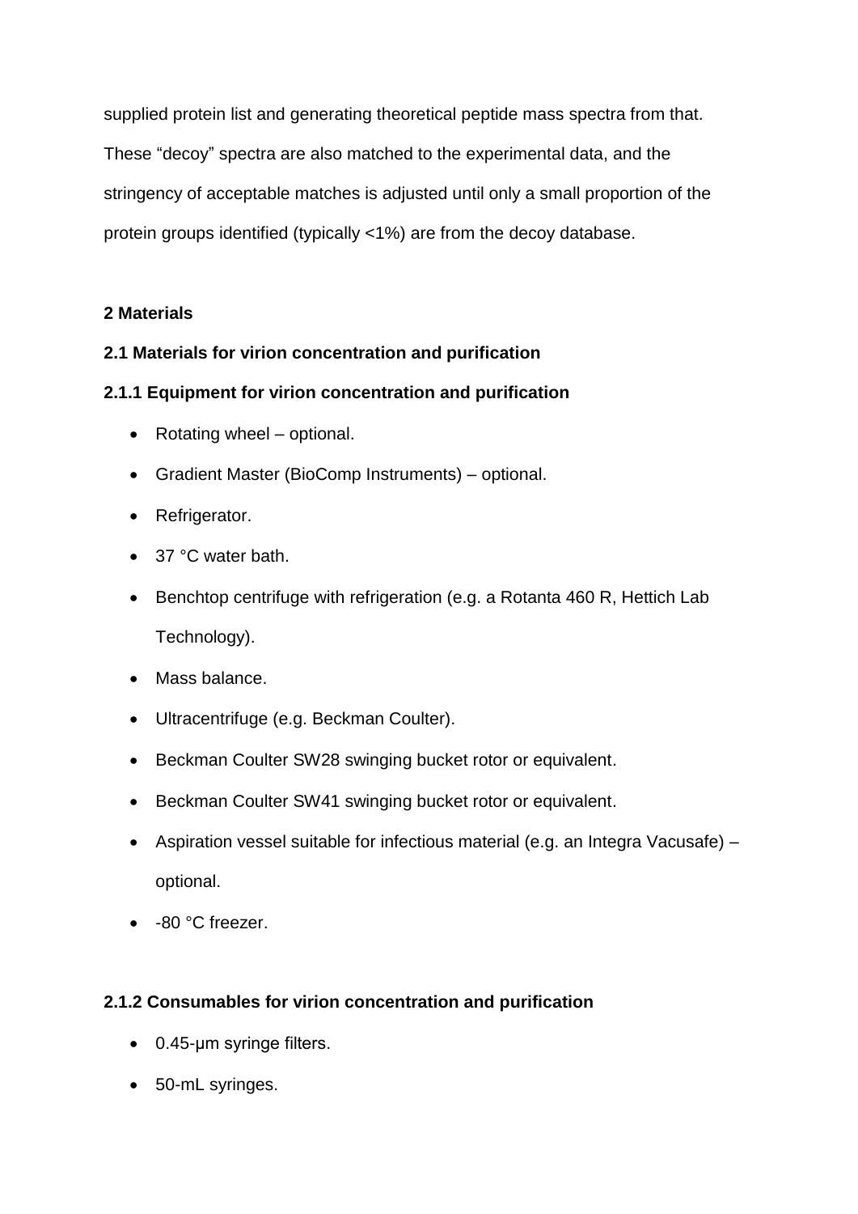supplied protein list and generating theoretical peptide mass spectra from that. These "decoy" spectra are also matched to the experimental data, and the stringency of acceptable matches is adjusted until only a small proportion of the protein groups identified (typically <1%) are from the decoy database.

## 2 Materials

### 2.1 Materials for virion concentration and purification

#### 2.1.1 Equipment for virion concentration and purification

- Rotating wheel – optional.
- Gradient Master (BioComp Instruments) – optional.
- Refrigerator.
- 37 °C water bath.
- Benchtop centrifuge with refrigeration (e.g. a Rotanta 460 R, Hettich Lab Technology).
- Mass balance.
- Ultracentrifuge (e.g. Beckman Coulter).
- Beckman Coulter SW28 swinging bucket rotor or equivalent.
- Beckman Coulter SW41 swinging bucket rotor or equivalent.
- Aspiration vessel suitable for infectious material (e.g. an Integra Vacusafe) – optional.
- -80 °C freezer.

#### 2.1.2 Consumables for virion concentration and purification

- 0.45-μm syringe filters.
- 50-mL syringes.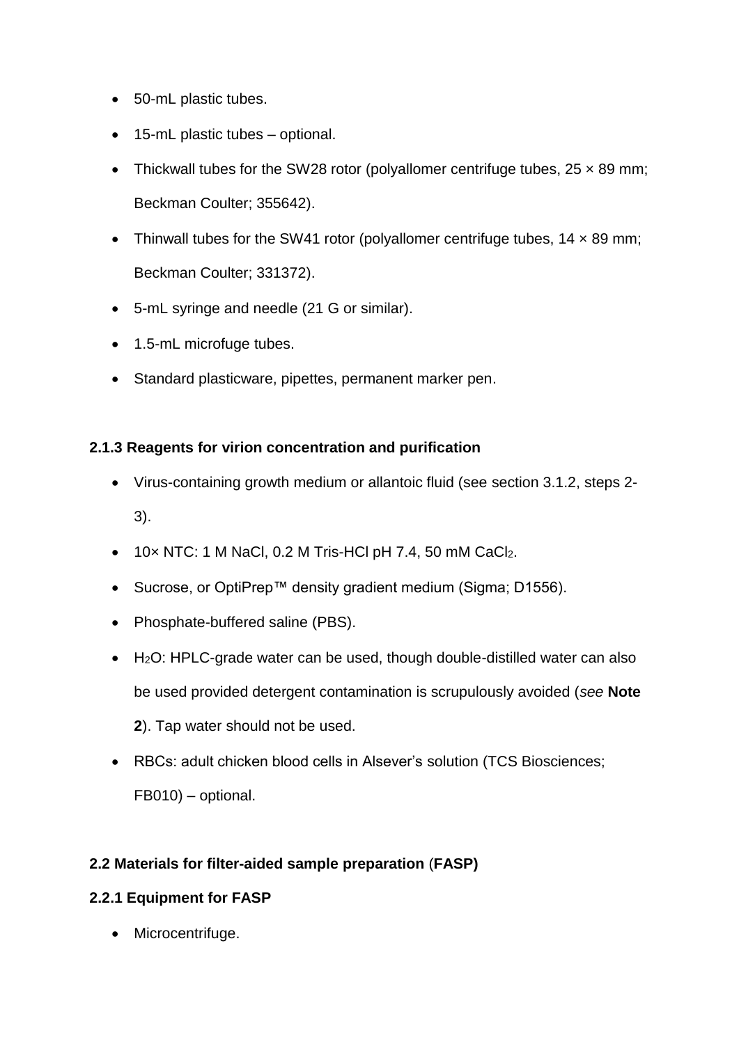- 50-mL plastic tubes.
- 15-mL plastic tubes – optional.
- Thickwall tubes for the SW28 rotor (polyallomer centrifuge tubes, 25 × 89 mm; Beckman Coulter; 355642).
- Thinwall tubes for the SW41 rotor (polyallomer centrifuge tubes, 14 × 89 mm; Beckman Coulter; 331372).
- 5-mL syringe and needle (21 G or similar).
- 1.5-mL microfuge tubes.
- Standard plasticware, pipettes, permanent marker pen.

#### 2.1.3 Reagents for virion concentration and purification

- Virus-containing growth medium or allantoic fluid (see section 3.1.2, steps 2-3).
- 10× NTC: 1 M NaCl, 0.2 M Tris-HCl pH 7.4, 50 mM $CaCl_2$.
- Sucrose, or OptiPrep™ density gradient medium (Sigma; D1556).
- Phosphate-buffered saline (PBS).
- $H_2O$: HPLC-grade water can be used, though double-distilled water can also be used provided detergent contamination is scrupulously avoided (*see* **Note 2**). Tap water should not be used.
- RBCs: adult chicken blood cells in Alsever's solution (TCS Biosciences; FB010) – optional.

### 2.2 Materials for filter-aided sample preparation (FASP)

#### 2.2.1 Equipment for FASP

- Microcentrifuge.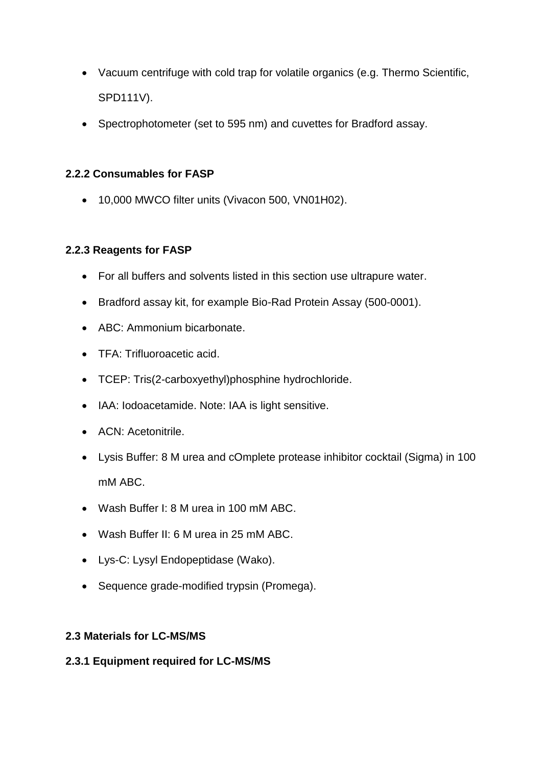- Vacuum centrifuge with cold trap for volatile organics (e.g. Thermo Scientific, SPD111V).
- Spectrophotometer (set to 595 nm) and cuvettes for Bradford assay.

### 2.2.2 Consumables for FASP

- 10,000 MWCO filter units (Vivacon 500, VN01H02).

### 2.2.3 Reagents for FASP

- For all buffers and solvents listed in this section use ultrapure water.
- Bradford assay kit, for example Bio-Rad Protein Assay (500-0001).
- ABC: Ammonium bicarbonate.
- TFA: Trifluoroacetic acid.
- TCEP: Tris(2-carboxyethyl)phosphine hydrochloride.
- IAA: Iodoacetamide. Note: IAA is light sensitive.
- ACN: Acetonitrile.
- Lysis Buffer: 8 M urea and cOmplete protease inhibitor cocktail (Sigma) in 100 mM ABC.
- Wash Buffer I: 8 M urea in 100 mM ABC.
- Wash Buffer II: 6 M urea in 25 mM ABC.
- Lys-C: Lysyl Endopeptidase (Wako).
- Sequence grade-modified trypsin (Promega).

## 2.3 Materials for LC-MS/MS

### 2.3.1 Equipment required for LC-MS/MS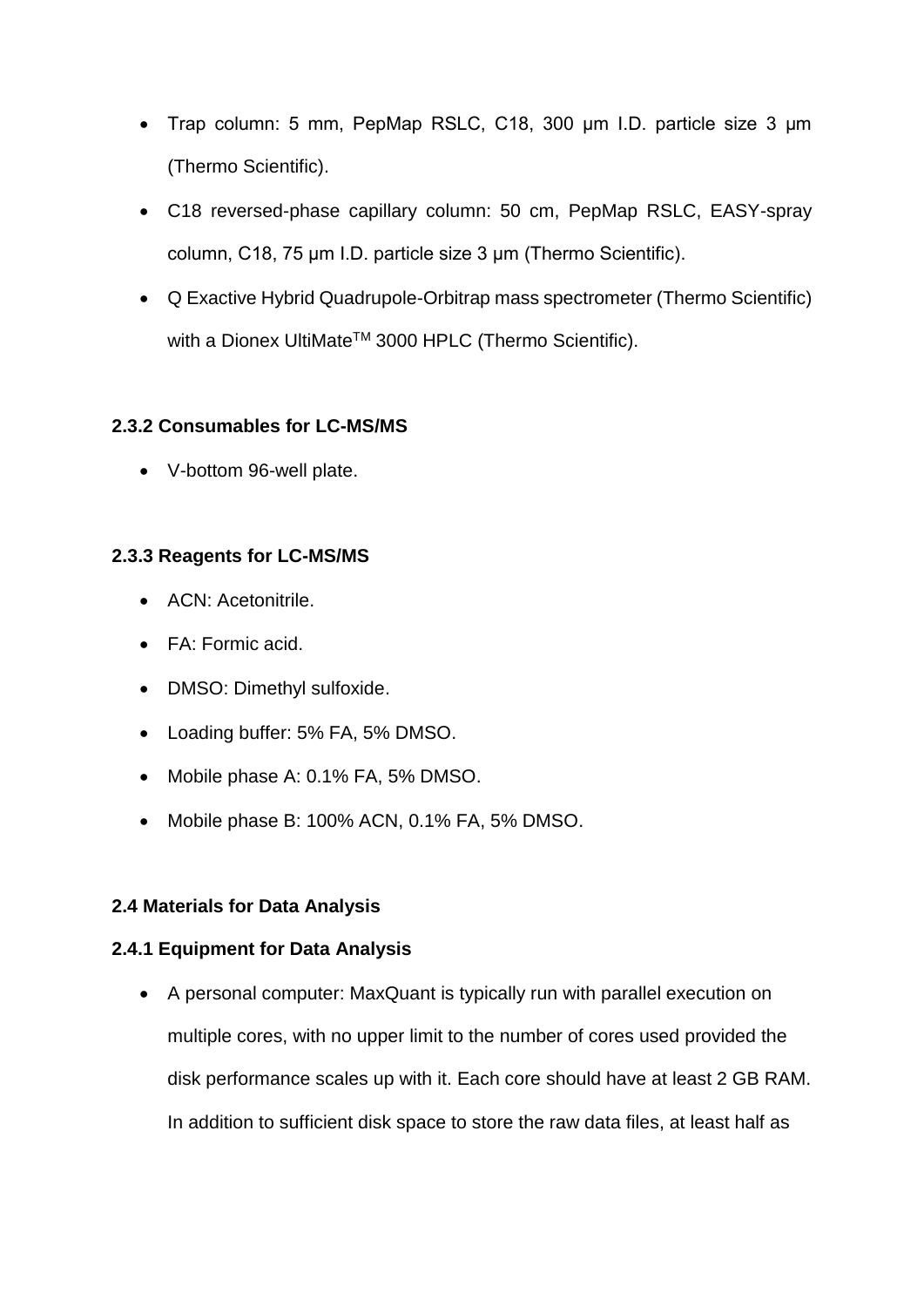- Trap column: 5 mm, PepMap RSLC, C18, 300 μm I.D. particle size 3 μm (Thermo Scientific).
- C18 reversed-phase capillary column: 50 cm, PepMap RSLC, EASY-spray column, C18, 75 μm I.D. particle size 3 μm (Thermo Scientific).
- Q Exactive Hybrid Quadrupole-Orbitrap mass spectrometer (Thermo Scientific) with a Dionex UltiMate$^{TM}$ 3000 HPLC (Thermo Scientific).

#### 2.3.2 Consumables for LC-MS/MS

- V-bottom 96-well plate.

#### 2.3.3 Reagents for LC-MS/MS

- ACN: Acetonitrile.
- FA: Formic acid.
- DMSO: Dimethyl sulfoxide.
- Loading buffer: 5% FA, 5% DMSO.
- Mobile phase A: 0.1% FA, 5% DMSO.
- Mobile phase B: 100% ACN, 0.1% FA, 5% DMSO.

### 2.4 Materials for Data Analysis

#### 2.4.1 Equipment for Data Analysis

- A personal computer: MaxQuant is typically run with parallel execution on multiple cores, with no upper limit to the number of cores used provided the disk performance scales up with it. Each core should have at least 2 GB RAM. In addition to sufficient disk space to store the raw data files, at least half as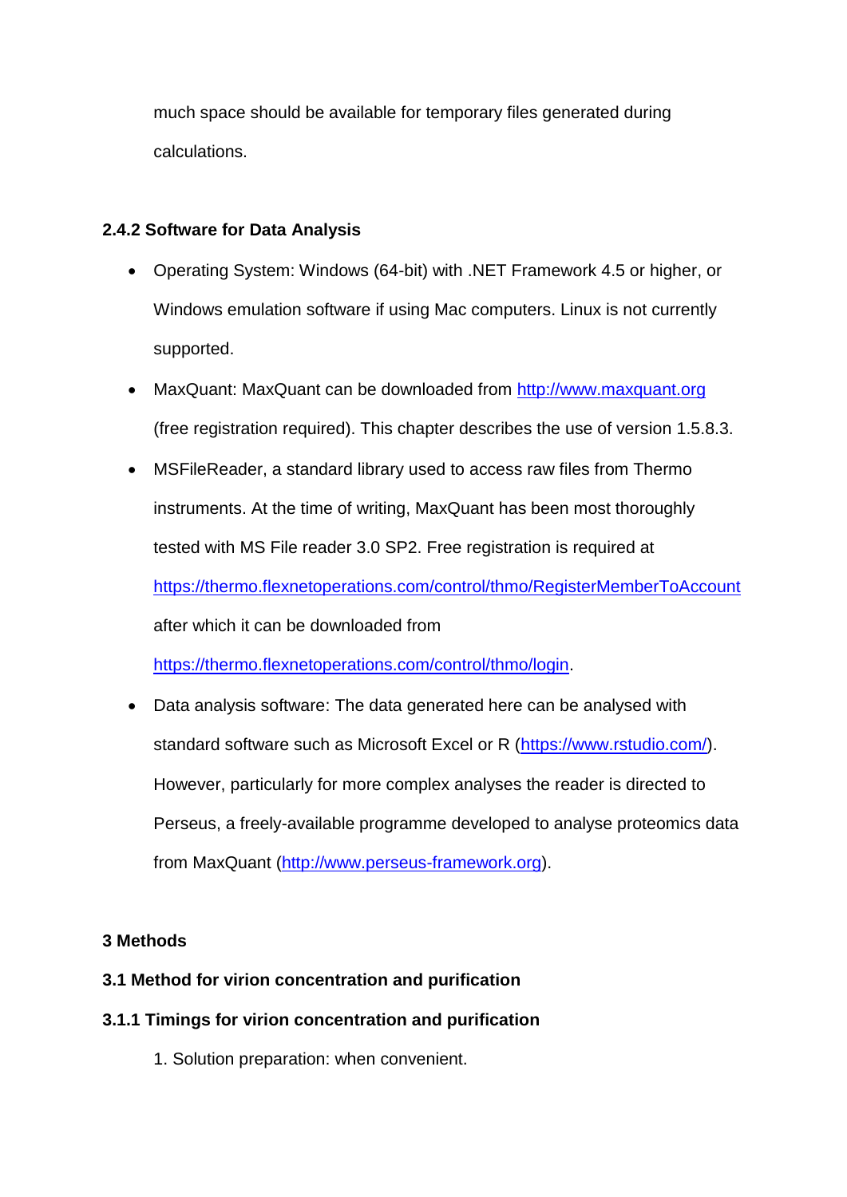much space should be available for temporary files generated during calculations.

### 2.4.2 Software for Data Analysis

- Operating System: Windows (64-bit) with .NET Framework 4.5 or higher, or Windows emulation software if using Mac computers. Linux is not currently supported.
- MaxQuant: MaxQuant can be downloaded from http://www.maxquant.org (free registration required). This chapter describes the use of version 1.5.8.3.
- MSFileReader, a standard library used to access raw files from Thermo instruments. At the time of writing, MaxQuant has been most thoroughly tested with MS File reader 3.0 SP2. Free registration is required at https://thermo.flexnetoperations.com/control/thmo/RegisterMemberToAccount after which it can be downloaded from https://thermo.flexnetoperations.com/control/thmo/login.
- Data analysis software: The data generated here can be analysed with standard software such as Microsoft Excel or R (https://www.rstudio.com/). However, particularly for more complex analyses the reader is directed to Perseus, a freely-available programme developed to analyse proteomics data from MaxQuant (http://www.perseus-framework.org).

# 3 Methods

## 3.1 Method for virion concentration and purification

### 3.1.1 Timings for virion concentration and purification

1. Solution preparation: when convenient.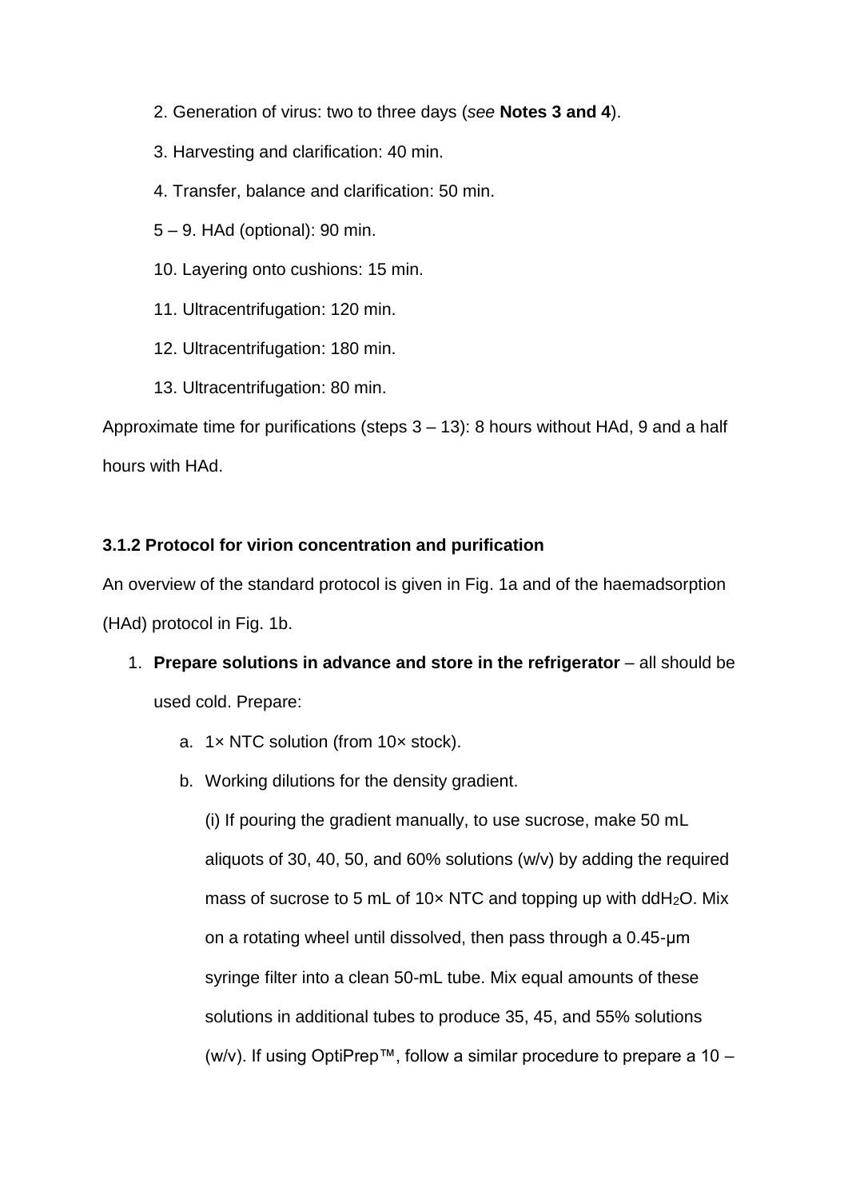2. Generation of virus: two to three days (*see* **Notes 3 and 4**).

3. Harvesting and clarification: 40 min.

4. Transfer, balance and clarification: 50 min.

5 – 9. HAd (optional): 90 min.

10. Layering onto cushions: 15 min.

11. Ultracentrifugation: 120 min.

12. Ultracentrifugation: 180 min.

13. Ultracentrifugation: 80 min.

Approximate time for purifications (steps 3 – 13): 8 hours without HAd, 9 and a half hours with HAd.

### 3.1.2 Protocol for virion concentration and purification

An overview of the standard protocol is given in Fig. 1a and of the haemadsorption (HAd) protocol in Fig. 1b.

1. **Prepare solutions in advance and store in the refrigerator** – all should be used cold. Prepare:
   a. 1× NTC solution (from 10× stock).
   b. Working dilutions for the density gradient.
      (i) If pouring the gradient manually, to use sucrose, make 50 mL aliquots of 30, 40, 50, and 60% solutions (w/v) by adding the required mass of sucrose to 5 mL of 10× NTC and topping up with $ddH_2O$. Mix on a rotating wheel until dissolved, then pass through a 0.45-μm syringe filter into a clean 50-mL tube. Mix equal amounts of these solutions in additional tubes to produce 35, 45, and 55% solutions (w/v). If using OptiPrep™, follow a similar procedure to prepare a 10 –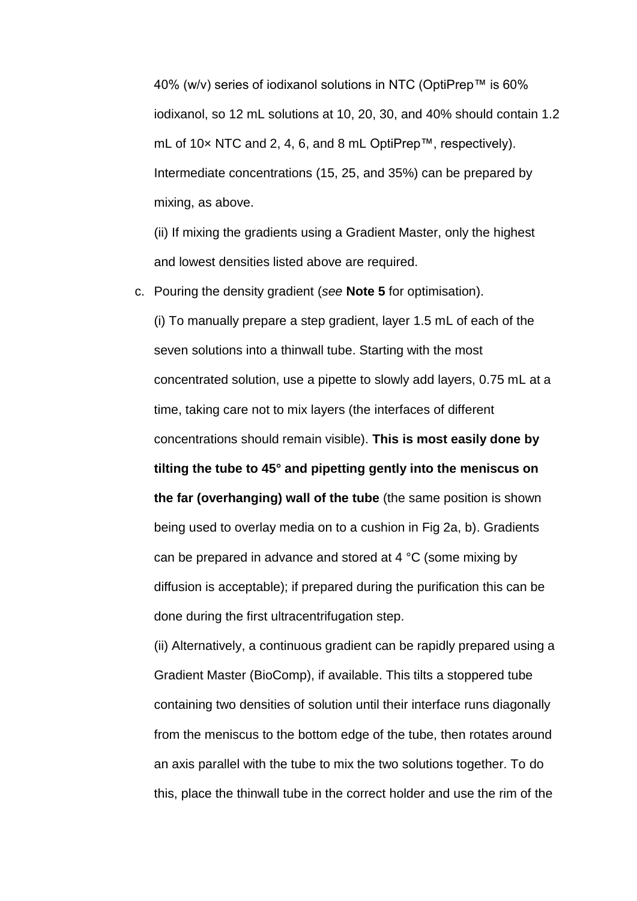40% (w/v) series of iodixanol solutions in NTC (OptiPrep™ is 60% iodixanol, so 12 mL solutions at 10, 20, 30, and 40% should contain 1.2 mL of 10× NTC and 2, 4, 6, and 8 mL OptiPrep™, respectively). Intermediate concentrations (15, 25, and 35%) can be prepared by mixing, as above.

(ii) If mixing the gradients using a Gradient Master, only the highest and lowest densities listed above are required.

c. Pouring the density gradient (*see* **Note 5** for optimisation).

(i) To manually prepare a step gradient, layer 1.5 mL of each of the seven solutions into a thinwall tube. Starting with the most concentrated solution, use a pipette to slowly add layers, 0.75 mL at a time, taking care not to mix layers (the interfaces of different concentrations should remain visible). **This is most easily done by tilting the tube to 45° and pipetting gently into the meniscus on the far (overhanging) wall of the tube** (the same position is shown being used to overlay media on to a cushion in Fig 2a, b). Gradients can be prepared in advance and stored at 4 °C (some mixing by diffusion is acceptable); if prepared during the purification this can be done during the first ultracentrifugation step.

(ii) Alternatively, a continuous gradient can be rapidly prepared using a Gradient Master (BioComp), if available. This tilts a stoppered tube containing two densities of solution until their interface runs diagonally from the meniscus to the bottom edge of the tube, then rotates around an axis parallel with the tube to mix the two solutions together. To do this, place the thinwall tube in the correct holder and use the rim of the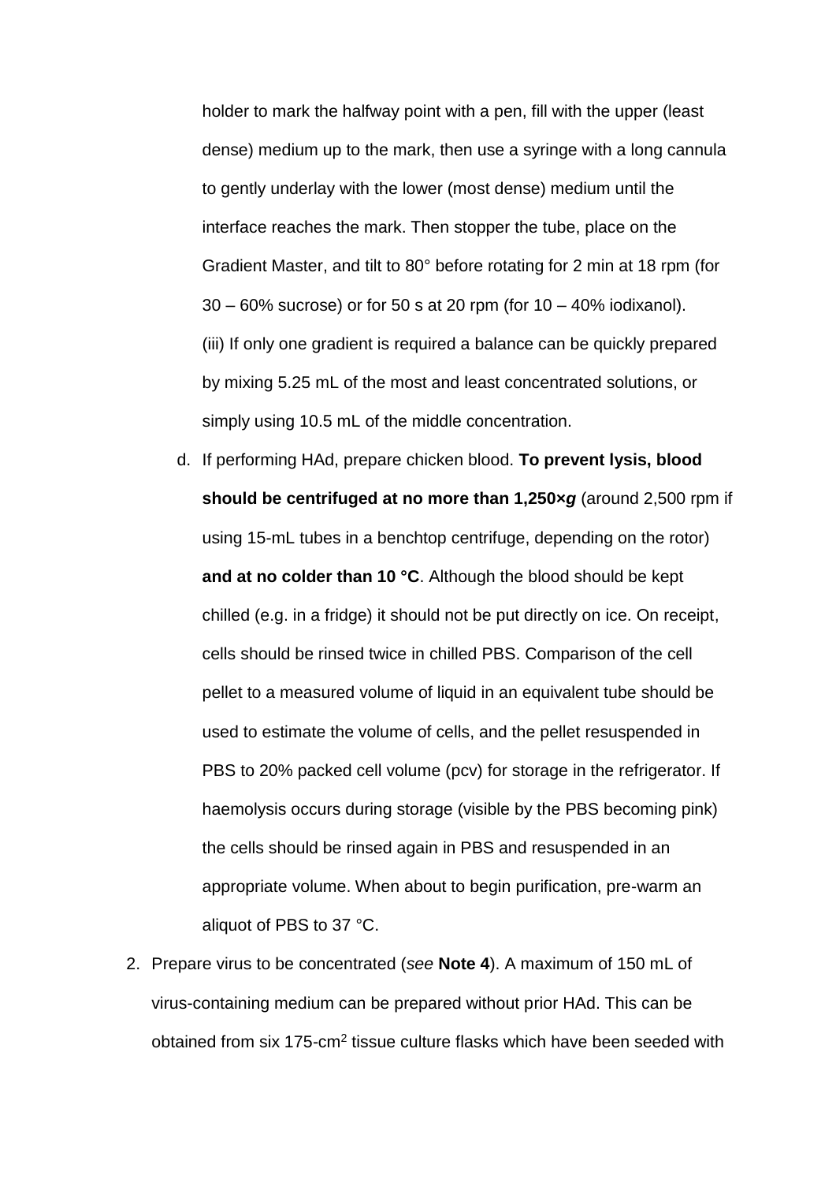holder to mark the halfway point with a pen, fill with the upper (least dense) medium up to the mark, then use a syringe with a long cannula to gently underlay with the lower (most dense) medium until the interface reaches the mark. Then stopper the tube, place on the Gradient Master, and tilt to 80° before rotating for 2 min at 18 rpm (for 30 – 60% sucrose) or for 50 s at 20 rpm (for 10 – 40% iodixanol).

(iii) If only one gradient is required a balance can be quickly prepared by mixing 5.25 mL of the most and least concentrated solutions, or simply using 10.5 mL of the middle concentration.

d. If performing HAd, prepare chicken blood. **To prevent lysis, blood should be centrifuged at no more than 1,250×*g*** (around 2,500 rpm if using 15-mL tubes in a benchtop centrifuge, depending on the rotor) **and at no colder than 10 °C**. Although the blood should be kept chilled (e.g. in a fridge) it should not be put directly on ice. On receipt, cells should be rinsed twice in chilled PBS. Comparison of the cell pellet to a measured volume of liquid in an equivalent tube should be used to estimate the volume of cells, and the pellet resuspended in PBS to 20% packed cell volume (pcv) for storage in the refrigerator. If haemolysis occurs during storage (visible by the PBS becoming pink) the cells should be rinsed again in PBS and resuspended in an appropriate volume. When about to begin purification, pre-warm an aliquot of PBS to 37 °C.

2. Prepare virus to be concentrated (*see* **Note 4**). A maximum of 150 mL of virus-containing medium can be prepared without prior HAd. This can be obtained from six 175-cm$^2$ tissue culture flasks which have been seeded with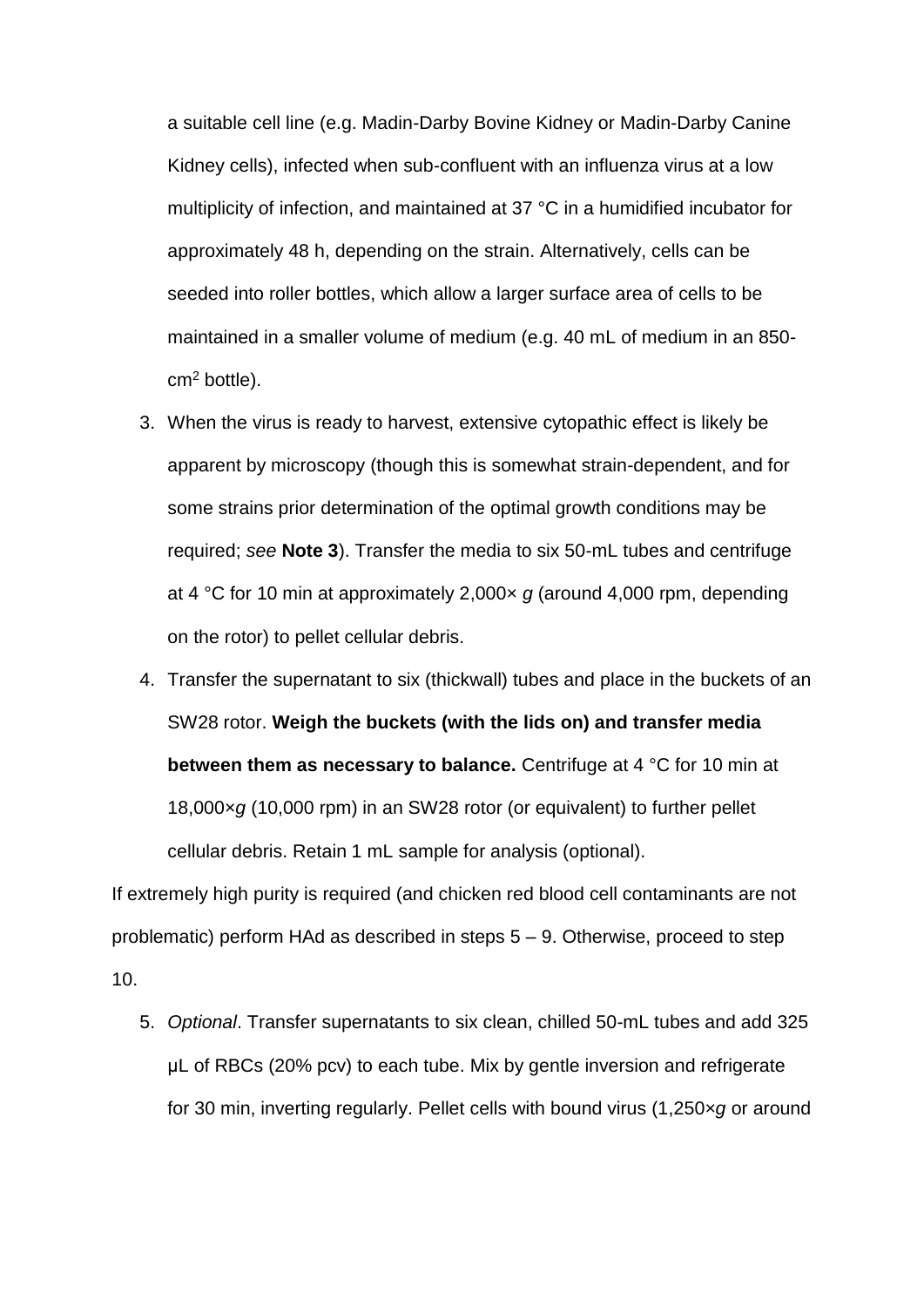a suitable cell line (e.g. Madin-Darby Bovine Kidney or Madin-Darby Canine Kidney cells), infected when sub-confluent with an influenza virus at a low multiplicity of infection, and maintained at 37 °C in a humidified incubator for approximately 48 h, depending on the strain. Alternatively, cells can be seeded into roller bottles, which allow a larger surface area of cells to be maintained in a smaller volume of medium (e.g. 40 mL of medium in an 850-cm$^2$ bottle).

3. When the virus is ready to harvest, extensive cytopathic effect is likely be apparent by microscopy (though this is somewhat strain-dependent, and for some strains prior determination of the optimal growth conditions may be required; *see* **Note 3**). Transfer the media to six 50-mL tubes and centrifuge at 4 °C for 10 min at approximately 2,000× *g* (around 4,000 rpm, depending on the rotor) to pellet cellular debris.
4. Transfer the supernatant to six (thickwall) tubes and place in the buckets of an SW28 rotor. **Weigh the buckets (with the lids on) and transfer media between them as necessary to balance.** Centrifuge at 4 °C for 10 min at 18,000×*g* (10,000 rpm) in an SW28 rotor (or equivalent) to further pellet cellular debris. Retain 1 mL sample for analysis (optional).

If extremely high purity is required (and chicken red blood cell contaminants are not problematic) perform HAd as described in steps 5 – 9. Otherwise, proceed to step 10.

5. *Optional*. Transfer supernatants to six clean, chilled 50-mL tubes and add 325 µL of RBCs (20% pcv) to each tube. Mix by gentle inversion and refrigerate for 30 min, inverting regularly. Pellet cells with bound virus (1,250×*g* or around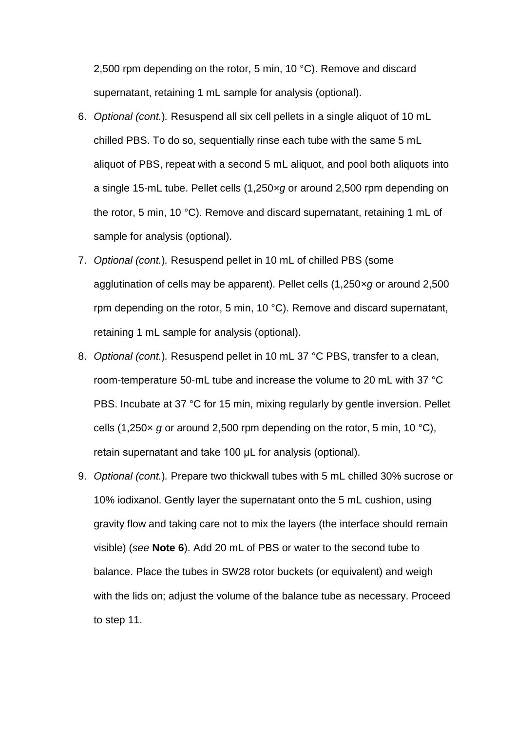2,500 rpm depending on the rotor, 5 min, 10 °C). Remove and discard supernatant, retaining 1 mL sample for analysis (optional).

6. *Optional (cont.).* Resuspend all six cell pellets in a single aliquot of 10 mL chilled PBS. To do so, sequentially rinse each tube with the same 5 mL aliquot of PBS, repeat with a second 5 mL aliquot, and pool both aliquots into a single 15-mL tube. Pellet cells (1,250×*g* or around 2,500 rpm depending on the rotor, 5 min, 10 °C). Remove and discard supernatant, retaining 1 mL of sample for analysis (optional).
7. *Optional (cont.).* Resuspend pellet in 10 mL of chilled PBS (some agglutination of cells may be apparent). Pellet cells (1,250×*g* or around 2,500 rpm depending on the rotor, 5 min, 10 °C). Remove and discard supernatant, retaining 1 mL sample for analysis (optional).
8. *Optional (cont.).* Resuspend pellet in 10 mL 37 °C PBS, transfer to a clean, room-temperature 50-mL tube and increase the volume to 20 mL with 37 °C PBS. Incubate at 37 °C for 15 min, mixing regularly by gentle inversion. Pellet cells (1,250× *g* or around 2,500 rpm depending on the rotor, 5 min, 10 °C), retain supernatant and take 100 µL for analysis (optional).
9. *Optional (cont.).* Prepare two thickwall tubes with 5 mL chilled 30% sucrose or 10% iodixanol. Gently layer the supernatant onto the 5 mL cushion, using gravity flow and taking care not to mix the layers (the interface should remain visible) (*see* **Note 6**). Add 20 mL of PBS or water to the second tube to balance. Place the tubes in SW28 rotor buckets (or equivalent) and weigh with the lids on; adjust the volume of the balance tube as necessary. Proceed to step 11.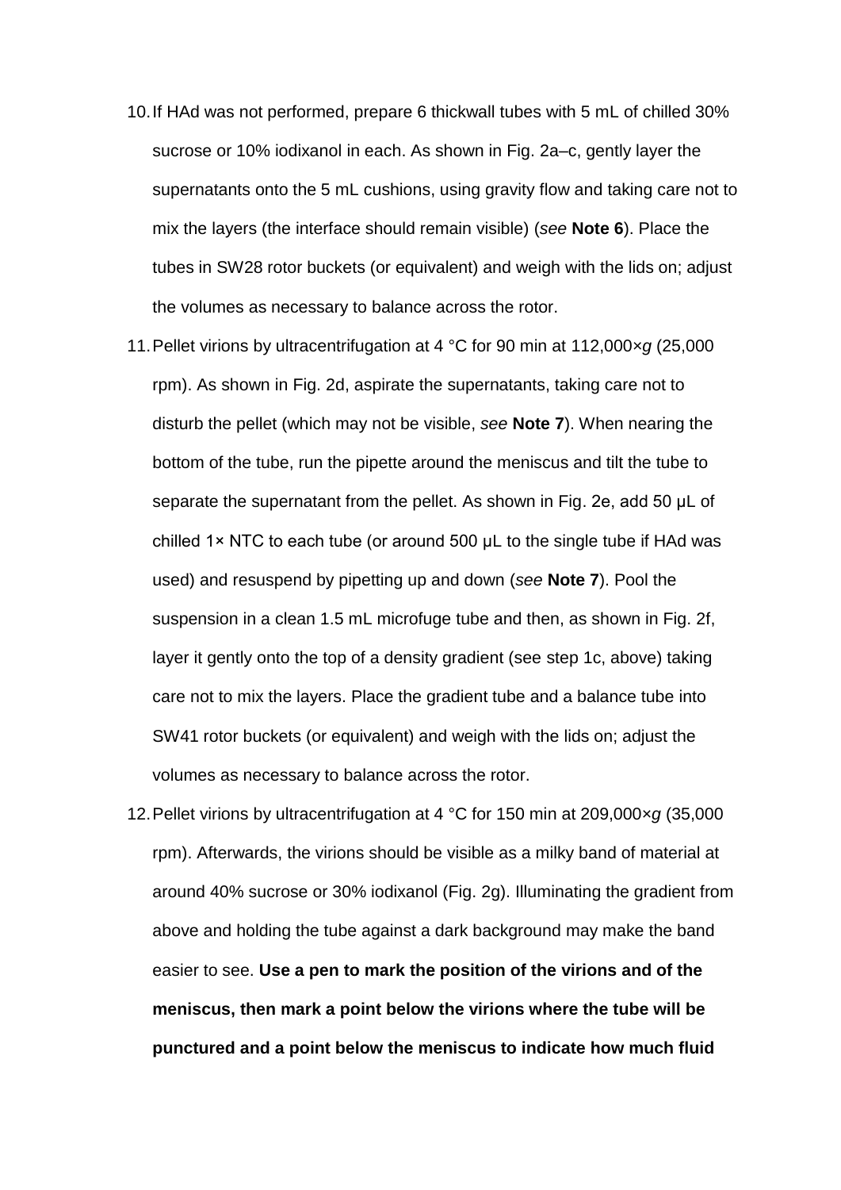10. If HAd was not performed, prepare 6 thickwall tubes with 5 mL of chilled 30% sucrose or 10% iodixanol in each. As shown in Fig. 2a–c, gently layer the supernatants onto the 5 mL cushions, using gravity flow and taking care not to mix the layers (the interface should remain visible) (*see* **Note 6**). Place the tubes in SW28 rotor buckets (or equivalent) and weigh with the lids on; adjust the volumes as necessary to balance across the rotor.
11. Pellet virions by ultracentrifugation at 4 °C for 90 min at 112,000×*g* (25,000 rpm). As shown in Fig. 2d, aspirate the supernatants, taking care not to disturb the pellet (which may not be visible, *see* **Note 7**). When nearing the bottom of the tube, run the pipette around the meniscus and tilt the tube to separate the supernatant from the pellet. As shown in Fig. 2e, add 50 μL of chilled 1× NTC to each tube (or around 500 μL to the single tube if HAd was used) and resuspend by pipetting up and down (*see* **Note 7**). Pool the suspension in a clean 1.5 mL microfuge tube and then, as shown in Fig. 2f, layer it gently onto the top of a density gradient (see step 1c, above) taking care not to mix the layers. Place the gradient tube and a balance tube into SW41 rotor buckets (or equivalent) and weigh with the lids on; adjust the volumes as necessary to balance across the rotor.
12. Pellet virions by ultracentrifugation at 4 °C for 150 min at 209,000×*g* (35,000 rpm). Afterwards, the virions should be visible as a milky band of material at around 40% sucrose or 30% iodixanol (Fig. 2g). Illuminating the gradient from above and holding the tube against a dark background may make the band easier to see. **Use a pen to mark the position of the virions and of the meniscus, then mark a point below the virions where the tube will be punctured and a point below the meniscus to indicate how much fluid**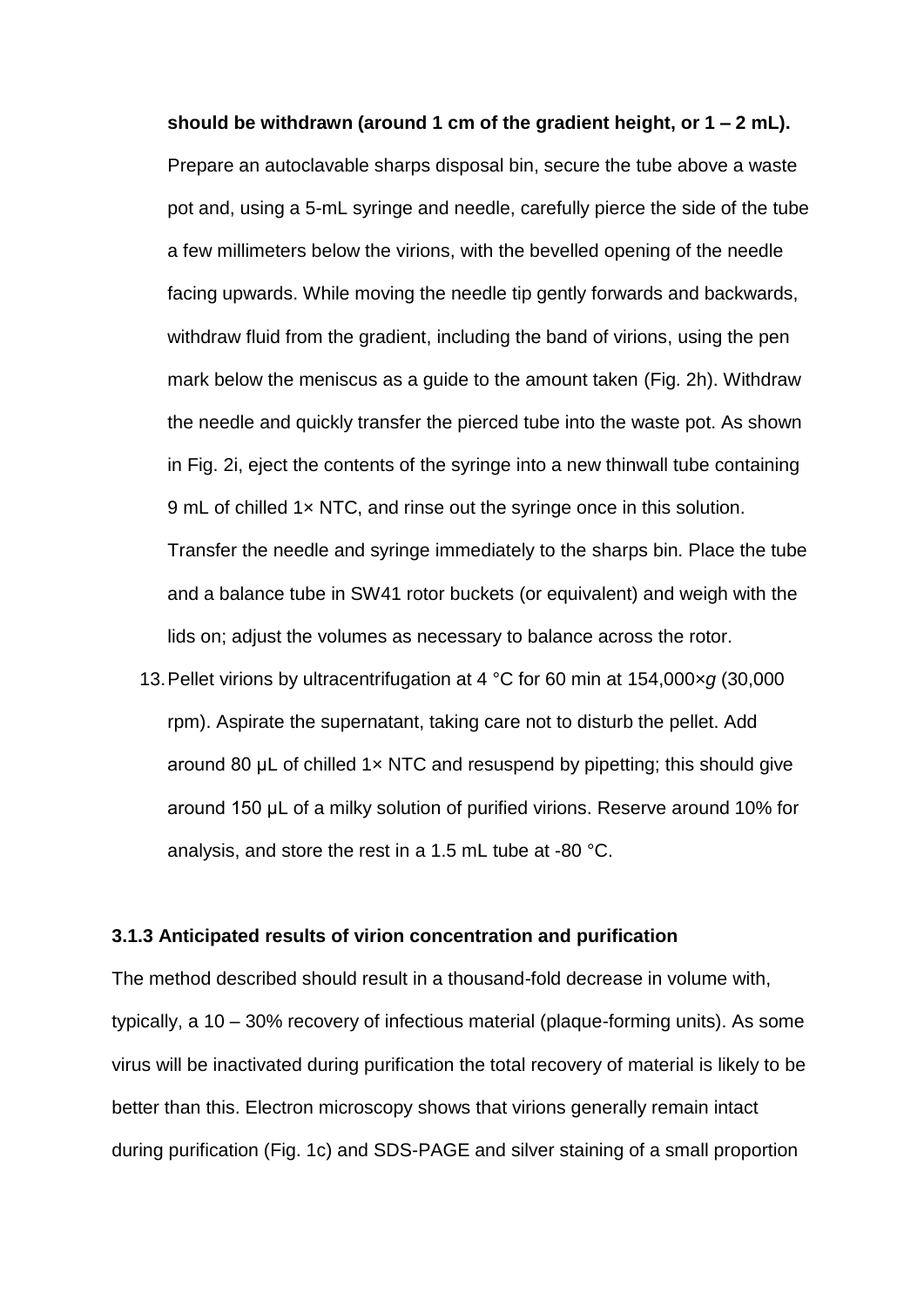**should be withdrawn (around 1 cm of the gradient height, or 1 – 2 mL).** Prepare an autoclavable sharps disposal bin, secure the tube above a waste pot and, using a 5-mL syringe and needle, carefully pierce the side of the tube a few millimeters below the virions, with the bevelled opening of the needle facing upwards. While moving the needle tip gently forwards and backwards, withdraw fluid from the gradient, including the band of virions, using the pen mark below the meniscus as a guide to the amount taken (Fig. 2h). Withdraw the needle and quickly transfer the pierced tube into the waste pot. As shown in Fig. 2i, eject the contents of the syringe into a new thinwall tube containing 9 mL of chilled 1× NTC, and rinse out the syringe once in this solution. Transfer the needle and syringe immediately to the sharps bin. Place the tube and a balance tube in SW41 rotor buckets (or equivalent) and weigh with the lids on; adjust the volumes as necessary to balance across the rotor.

13. Pellet virions by ultracentrifugation at 4 °C for 60 min at 154,000×*g* (30,000 rpm). Aspirate the supernatant, taking care not to disturb the pellet. Add around 80 µL of chilled 1× NTC and resuspend by pipetting; this should give around 150 µL of a milky solution of purified virions. Reserve around 10% for analysis, and store the rest in a 1.5 mL tube at -80 °C.

### 3.1.3 Anticipated results of virion concentration and purification

The method described should result in a thousand-fold decrease in volume with, typically, a 10 – 30% recovery of infectious material (plaque-forming units). As some virus will be inactivated during purification the total recovery of material is likely to be better than this. Electron microscopy shows that virions generally remain intact during purification (Fig. 1c) and SDS-PAGE and silver staining of a small proportion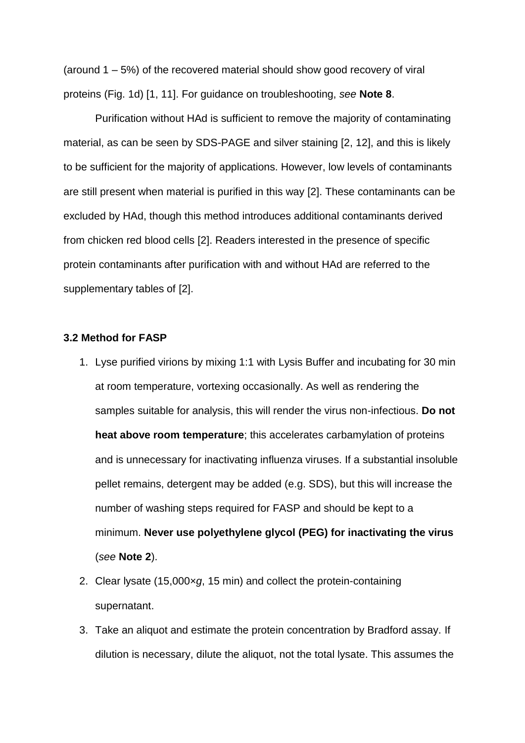(around 1 – 5%) of the recovered material should show good recovery of viral proteins (Fig. 1d) [1, 11]. For guidance on troubleshooting, *see* **Note 8**.

Purification without HAd is sufficient to remove the majority of contaminating material, as can be seen by SDS-PAGE and silver staining [2, 12], and this is likely to be sufficient for the majority of applications. However, low levels of contaminants are still present when material is purified in this way [2]. These contaminants can be excluded by HAd, though this method introduces additional contaminants derived from chicken red blood cells [2]. Readers interested in the presence of specific protein contaminants after purification with and without HAd are referred to the supplementary tables of [2].

### 3.2 Method for FASP

1. Lyse purified virions by mixing 1:1 with Lysis Buffer and incubating for 30 min at room temperature, vortexing occasionally. As well as rendering the samples suitable for analysis, this will render the virus non-infectious. **Do not heat above room temperature**; this accelerates carbamylation of proteins and is unnecessary for inactivating influenza viruses. If a substantial insoluble pellet remains, detergent may be added (e.g. SDS), but this will increase the number of washing steps required for FASP and should be kept to a minimum. **Never use polyethylene glycol (PEG) for inactivating the virus** (*see* **Note 2**).
2. Clear lysate (15,000×*g*, 15 min) and collect the protein-containing supernatant.
3. Take an aliquot and estimate the protein concentration by Bradford assay. If dilution is necessary, dilute the aliquot, not the total lysate. This assumes the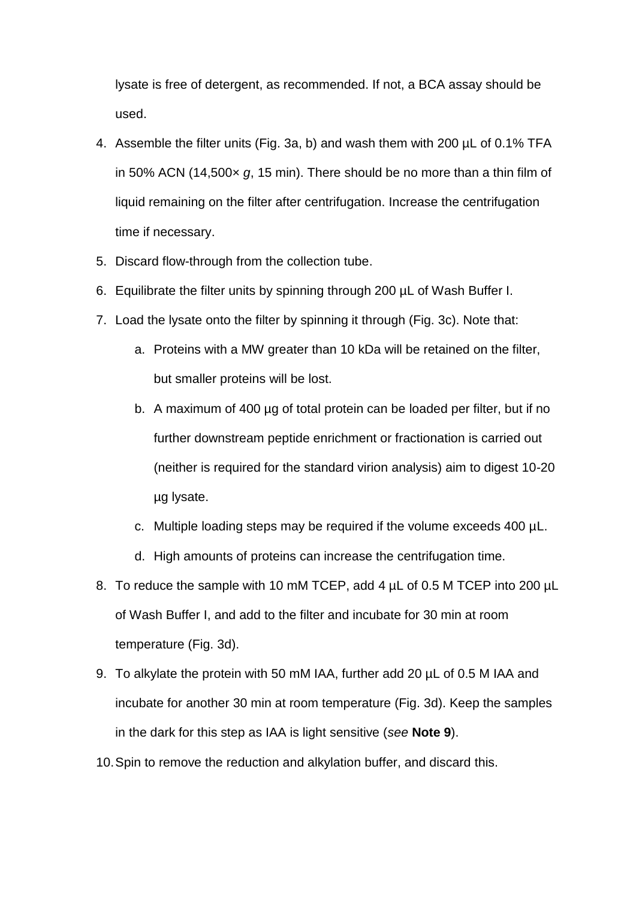lysate is free of detergent, as recommended. If not, a BCA assay should be used.

4. Assemble the filter units (Fig. 3a, b) and wash them with 200 µL of 0.1% TFA in 50% ACN (14,500× *g*, 15 min). There should be no more than a thin film of liquid remaining on the filter after centrifugation. Increase the centrifugation time if necessary.
5. Discard flow-through from the collection tube.
6. Equilibrate the filter units by spinning through 200 µL of Wash Buffer I.
7. Load the lysate onto the filter by spinning it through (Fig. 3c). Note that:
   a. Proteins with a MW greater than 10 kDa will be retained on the filter, but smaller proteins will be lost.
   b. A maximum of 400 µg of total protein can be loaded per filter, but if no further downstream peptide enrichment or fractionation is carried out (neither is required for the standard virion analysis) aim to digest 10-20 µg lysate.
   c. Multiple loading steps may be required if the volume exceeds 400 µL.
   d. High amounts of proteins can increase the centrifugation time.
8. To reduce the sample with 10 mM TCEP, add 4 µL of 0.5 M TCEP into 200 µL of Wash Buffer I, and add to the filter and incubate for 30 min at room temperature (Fig. 3d).
9. To alkylate the protein with 50 mM IAA, further add 20 µL of 0.5 M IAA and incubate for another 30 min at room temperature (Fig. 3d). Keep the samples in the dark for this step as IAA is light sensitive (*see* **Note 9**).
10. Spin to remove the reduction and alkylation buffer, and discard this.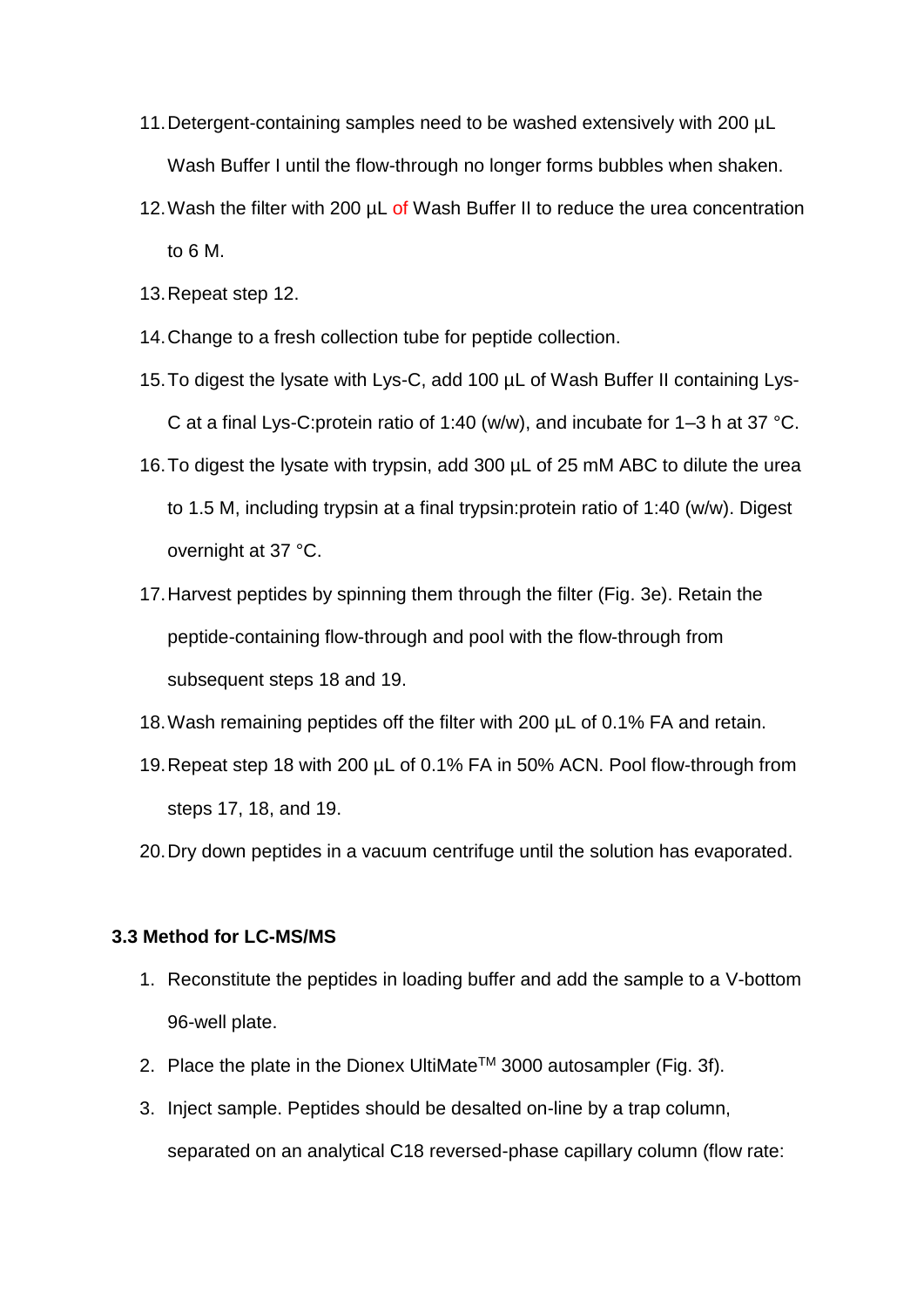11. Detergent-containing samples need to be washed extensively with 200 µL Wash Buffer I until the flow-through no longer forms bubbles when shaken.
12. Wash the filter with 200 µL of Wash Buffer II to reduce the urea concentration to 6 M.
13. Repeat step 12.
14. Change to a fresh collection tube for peptide collection.
15. To digest the lysate with Lys-C, add 100 µL of Wash Buffer II containing Lys-C at a final Lys-C:protein ratio of 1:40 (w/w), and incubate for 1–3 h at 37 °C.
16. To digest the lysate with trypsin, add 300 µL of 25 mM ABC to dilute the urea to 1.5 M, including trypsin at a final trypsin:protein ratio of 1:40 (w/w). Digest overnight at 37 °C.
17. Harvest peptides by spinning them through the filter (Fig. 3e). Retain the peptide-containing flow-through and pool with the flow-through from subsequent steps 18 and 19.
18. Wash remaining peptides off the filter with 200 µL of 0.1% FA and retain.
19. Repeat step 18 with 200 µL of 0.1% FA in 50% ACN. Pool flow-through from steps 17, 18, and 19.
20. Dry down peptides in a vacuum centrifuge until the solution has evaporated.

### 3.3 Method for LC-MS/MS

1. Reconstitute the peptides in loading buffer and add the sample to a V-bottom 96-well plate.
2. Place the plate in the Dionex UltiMate™ 3000 autosampler (Fig. 3f).
3. Inject sample. Peptides should be desalted on-line by a trap column, separated on an analytical C18 reversed-phase capillary column (flow rate: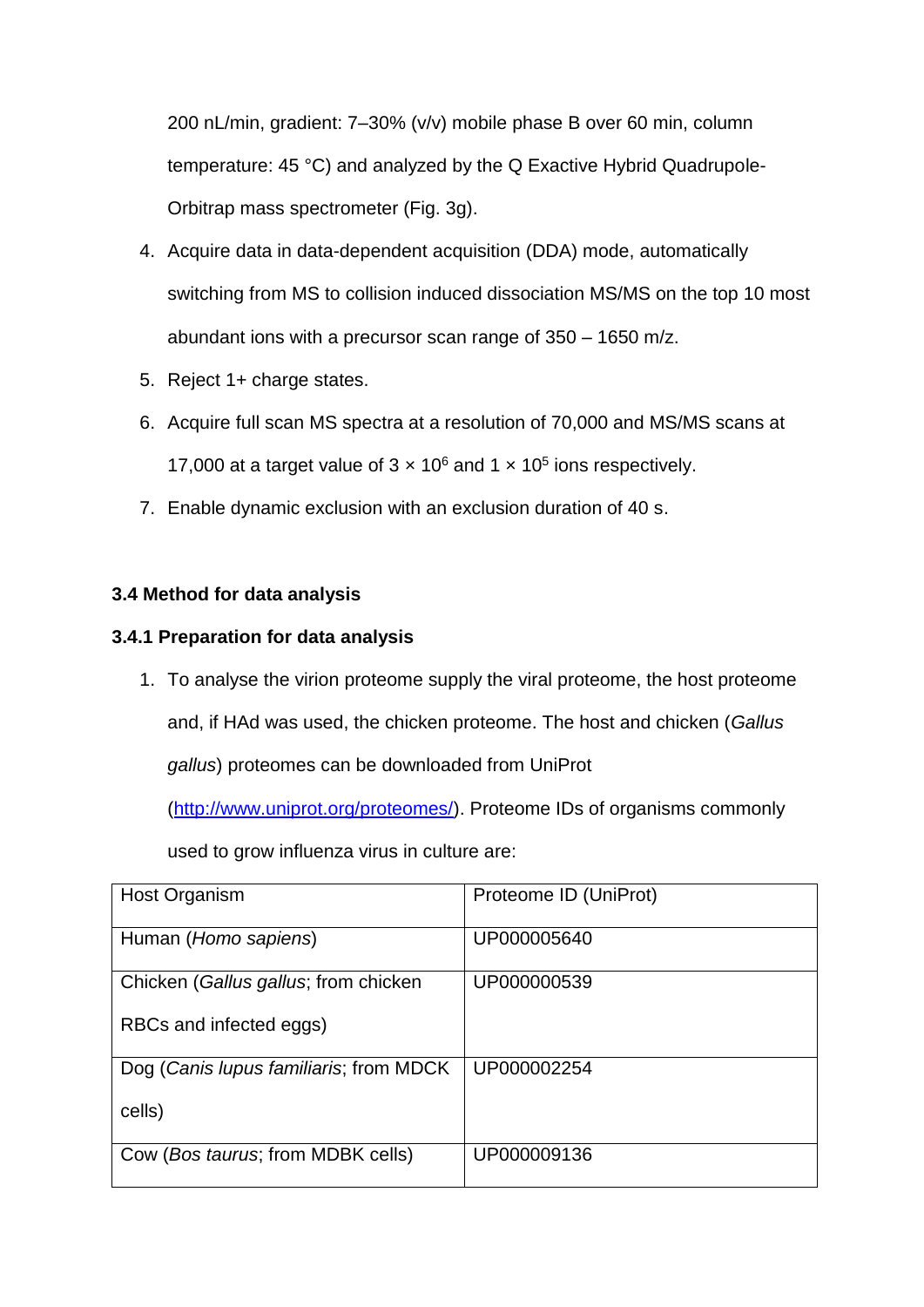200 nL/min, gradient: 7–30% (v/v) mobile phase B over 60 min, column temperature: 45 °C) and analyzed by the Q Exactive Hybrid Quadrupole-Orbitrap mass spectrometer (Fig. 3g).

4. Acquire data in data-dependent acquisition (DDA) mode, automatically switching from MS to collision induced dissociation MS/MS on the top 10 most abundant ions with a precursor scan range of 350 – 1650 m/z.
5. Reject 1+ charge states.
6. Acquire full scan MS spectra at a resolution of 70,000 and MS/MS scans at 17,000 at a target value of $3 \times 10^6$ and $1 \times 10^5$ ions respectively.
7. Enable dynamic exclusion with an exclusion duration of 40 s.

### 3.4 Method for data analysis

#### 3.4.1 Preparation for data analysis

1. To analyse the virion proteome supply the viral proteome, the host proteome and, if HAd was used, the chicken proteome. The host and chicken (*Gallus gallus*) proteomes can be downloaded from UniProt (http://www.uniprot.org/proteomes/). Proteome IDs of organisms commonly used to grow influenza virus in culture are:

| Host Organism | Proteome ID (UniProt) |
|---|---|
| Human (*Homo sapiens*) | UP000005640 |
| Chicken (*Gallus gallus*; from chicken RBCs and infected eggs) | UP000000539 |
| Dog (*Canis lupus familiaris*; from MDCK cells) | UP000002254 |
| Cow (*Bos taurus*; from MDBK cells) | UP000009136 |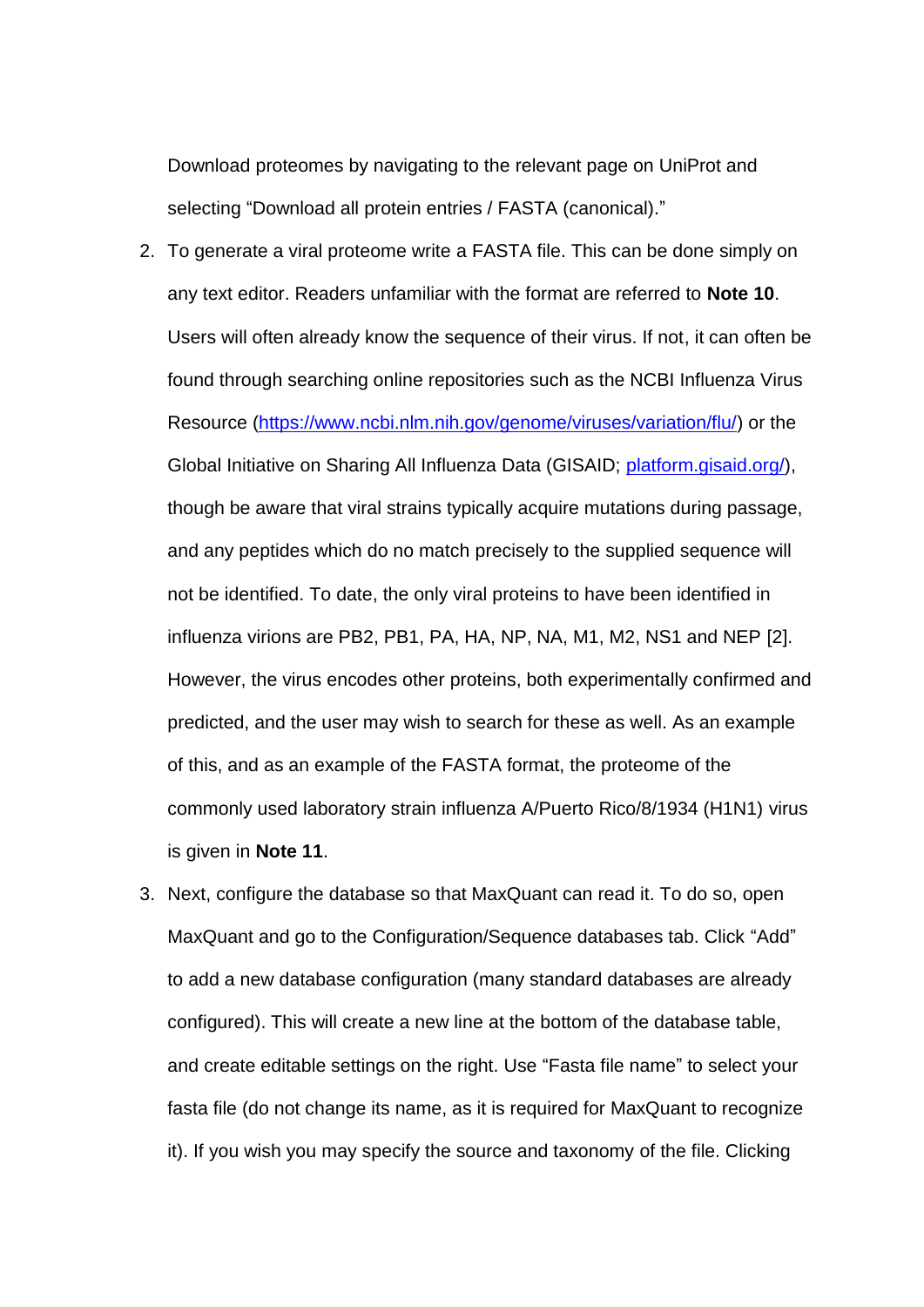Download proteomes by navigating to the relevant page on UniProt and selecting “Download all protein entries / FASTA (canonical).”

2. To generate a viral proteome write a FASTA file. This can be done simply on any text editor. Readers unfamiliar with the format are referred to **Note 10**. Users will often already know the sequence of their virus. If not, it can often be found through searching online repositories such as the NCBI Influenza Virus Resource (https://www.ncbi.nlm.nih.gov/genome/viruses/variation/flu/) or the Global Initiative on Sharing All Influenza Data (GISAID; platform.gisaid.org/), though be aware that viral strains typically acquire mutations during passage, and any peptides which do no match precisely to the supplied sequence will not be identified. To date, the only viral proteins to have been identified in influenza virions are PB2, PB1, PA, HA, NP, NA, M1, M2, NS1 and NEP [2]. However, the virus encodes other proteins, both experimentally confirmed and predicted, and the user may wish to search for these as well. As an example of this, and as an example of the FASTA format, the proteome of the commonly used laboratory strain influenza A/Puerto Rico/8/1934 (H1N1) virus is given in **Note 11**.
3. Next, configure the database so that MaxQuant can read it. To do so, open MaxQuant and go to the Configuration/Sequence databases tab. Click “Add” to add a new database configuration (many standard databases are already configured). This will create a new line at the bottom of the database table, and create editable settings on the right. Use “Fasta file name” to select your fasta file (do not change its name, as it is required for MaxQuant to recognize it). If you wish you may specify the source and taxonomy of the file. Clicking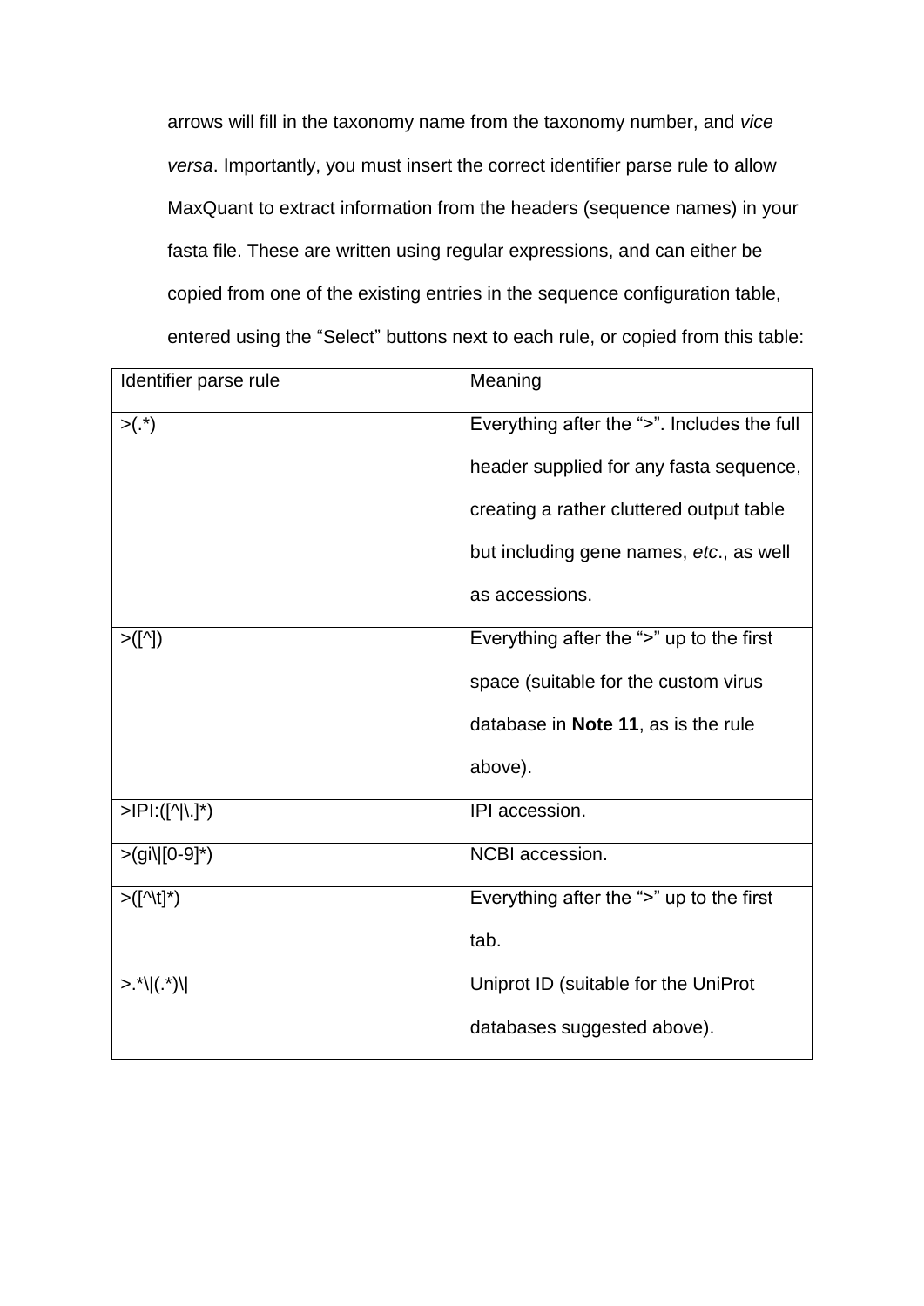arrows will fill in the taxonomy name from the taxonomy number, and *vice versa*. Importantly, you must insert the correct identifier parse rule to allow MaxQuant to extract information from the headers (sequence names) in your fasta file. These are written using regular expressions, and can either be copied from one of the existing entries in the sequence configuration table, entered using the “Select” buttons next to each rule, or copied from this table:

| Identifier parse rule | Meaning |
| --- | --- |
| >(.*) | Everything after the “>”. Includes the full header supplied for any fasta sequence, creating a rather cluttered output table but including gene names, *etc*., as well as accessions. |
| >([^]) | Everything after the “>” up to the first space (suitable for the custom virus database in **Note 11**, as is the rule above). |
| >IPI:([^\|\.]*) | IPI accession. |
| >(gi\\|[0-9]*) | NCBI accession. |
| >([^\t]*) | Everything after the “>” up to the first tab. |
| >.*\\|(.*)\\| | Uniprot ID (suitable for the UniProt databases suggested above). |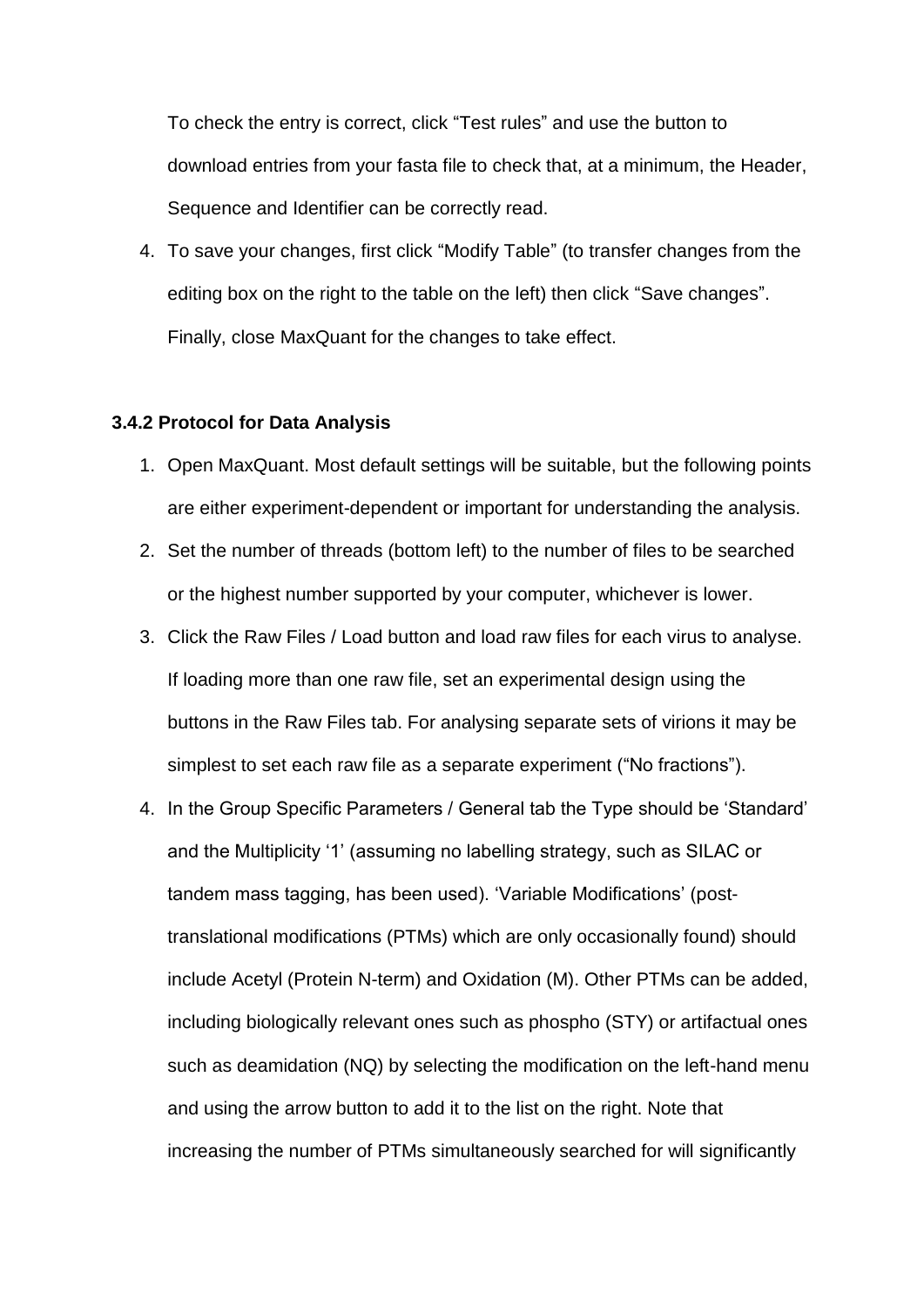To check the entry is correct, click “Test rules” and use the button to download entries from your fasta file to check that, at a minimum, the Header, Sequence and Identifier can be correctly read.

4. To save your changes, first click “Modify Table” (to transfer changes from the editing box on the right to the table on the left) then click “Save changes”. Finally, close MaxQuant for the changes to take effect.

### 3.4.2 Protocol for Data Analysis

1. Open MaxQuant. Most default settings will be suitable, but the following points are either experiment-dependent or important for understanding the analysis.
2. Set the number of threads (bottom left) to the number of files to be searched or the highest number supported by your computer, whichever is lower.
3. Click the Raw Files / Load button and load raw files for each virus to analyse. If loading more than one raw file, set an experimental design using the buttons in the Raw Files tab. For analysing separate sets of virions it may be simplest to set each raw file as a separate experiment (“No fractions”).
4. In the Group Specific Parameters / General tab the Type should be ‘Standard’ and the Multiplicity ‘1’ (assuming no labelling strategy, such as SILAC or tandem mass tagging, has been used). ‘Variable Modifications’ (post-translational modifications (PTMs) which are only occasionally found) should include Acetyl (Protein N-term) and Oxidation (M). Other PTMs can be added, including biologically relevant ones such as phospho (STY) or artifactual ones such as deamidation (NQ) by selecting the modification on the left-hand menu and using the arrow button to add it to the list on the right. Note that increasing the number of PTMs simultaneously searched for will significantly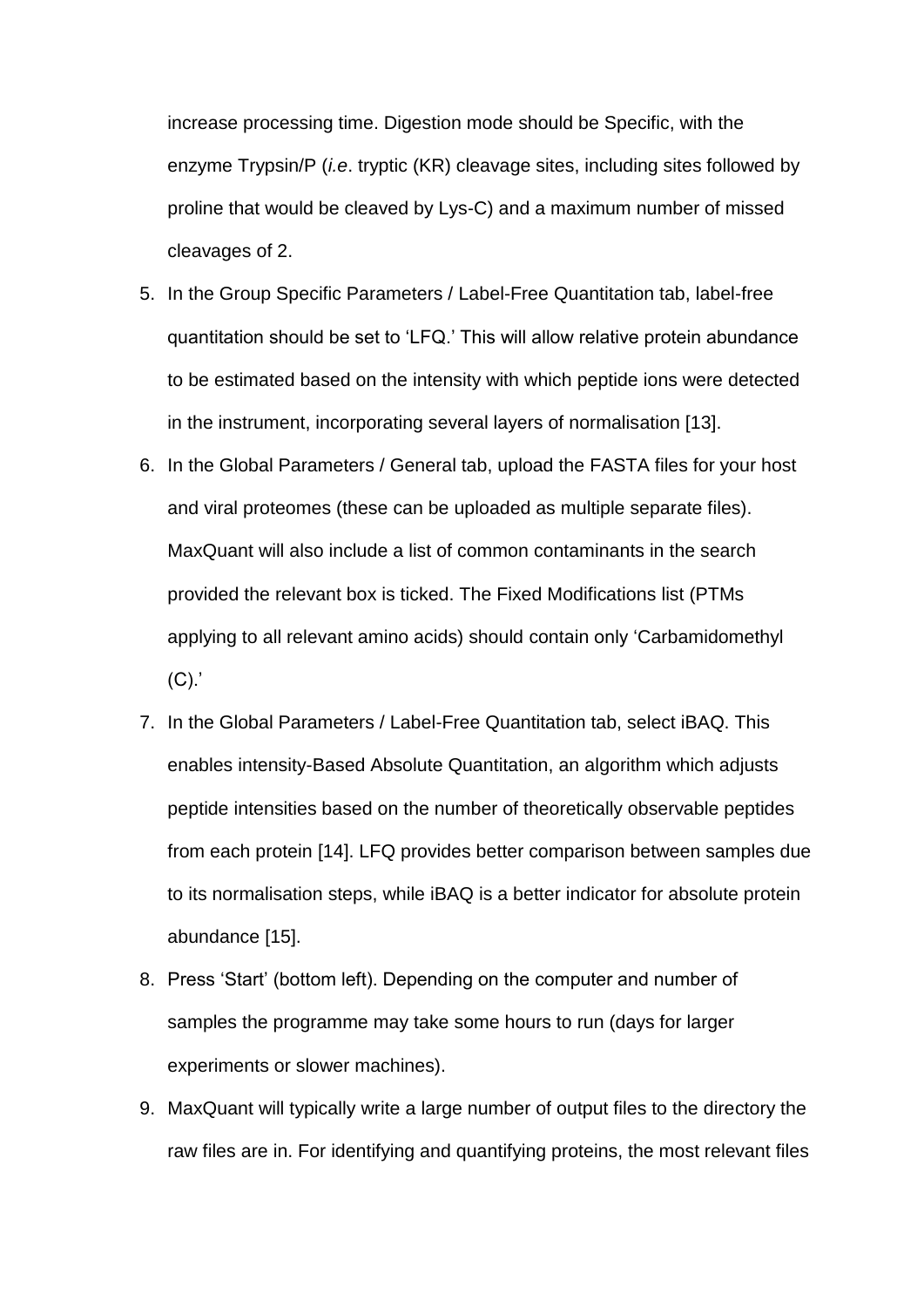increase processing time. Digestion mode should be Specific, with the enzyme Trypsin/P (*i.e*. tryptic (KR) cleavage sites, including sites followed by proline that would be cleaved by Lys-C) and a maximum number of missed cleavages of 2.

5. In the Group Specific Parameters / Label-Free Quantitation tab, label-free quantitation should be set to 'LFQ.' This will allow relative protein abundance to be estimated based on the intensity with which peptide ions were detected in the instrument, incorporating several layers of normalisation [13].
6. In the Global Parameters / General tab, upload the FASTA files for your host and viral proteomes (these can be uploaded as multiple separate files). MaxQuant will also include a list of common contaminants in the search provided the relevant box is ticked. The Fixed Modifications list (PTMs applying to all relevant amino acids) should contain only 'Carbamidomethyl (C).'
7. In the Global Parameters / Label-Free Quantitation tab, select iBAQ. This enables intensity-Based Absolute Quantitation, an algorithm which adjusts peptide intensities based on the number of theoretically observable peptides from each protein [14]. LFQ provides better comparison between samples due to its normalisation steps, while iBAQ is a better indicator for absolute protein abundance [15].
8. Press 'Start' (bottom left). Depending on the computer and number of samples the programme may take some hours to run (days for larger experiments or slower machines).
9. MaxQuant will typically write a large number of output files to the directory the raw files are in. For identifying and quantifying proteins, the most relevant files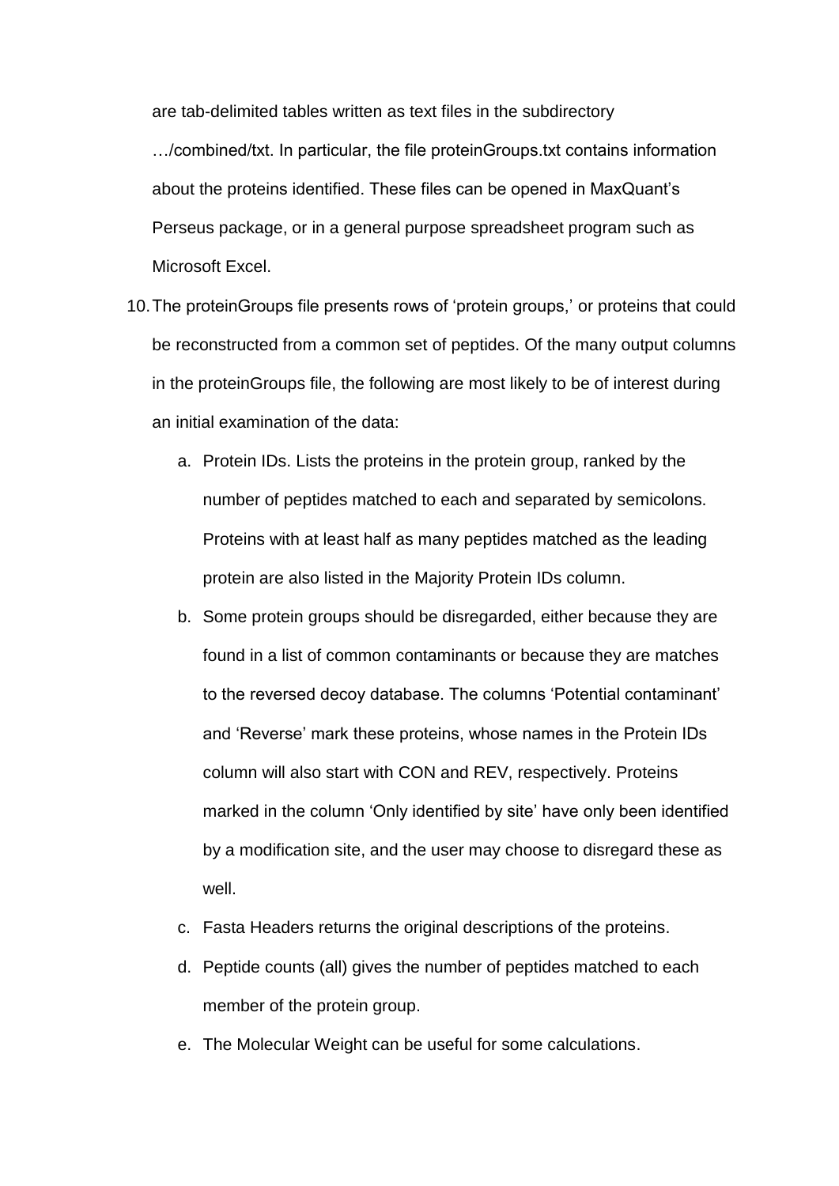are tab-delimited tables written as text files in the subdirectory …/combined/txt. In particular, the file proteinGroups.txt contains information about the proteins identified. These files can be opened in MaxQuant's Perseus package, or in a general purpose spreadsheet program such as Microsoft Excel.

10. The proteinGroups file presents rows of 'protein groups,' or proteins that could be reconstructed from a common set of peptides. Of the many output columns in the proteinGroups file, the following are most likely to be of interest during an initial examination of the data:
    a. Protein IDs. Lists the proteins in the protein group, ranked by the number of peptides matched to each and separated by semicolons. Proteins with at least half as many peptides matched as the leading protein are also listed in the Majority Protein IDs column.
    b. Some protein groups should be disregarded, either because they are found in a list of common contaminants or because they are matches to the reversed decoy database. The columns 'Potential contaminant' and 'Reverse' mark these proteins, whose names in the Protein IDs column will also start with CON and REV, respectively. Proteins marked in the column 'Only identified by site' have only been identified by a modification site, and the user may choose to disregard these as well.
    c. Fasta Headers returns the original descriptions of the proteins.
    d. Peptide counts (all) gives the number of peptides matched to each member of the protein group.
    e. The Molecular Weight can be useful for some calculations.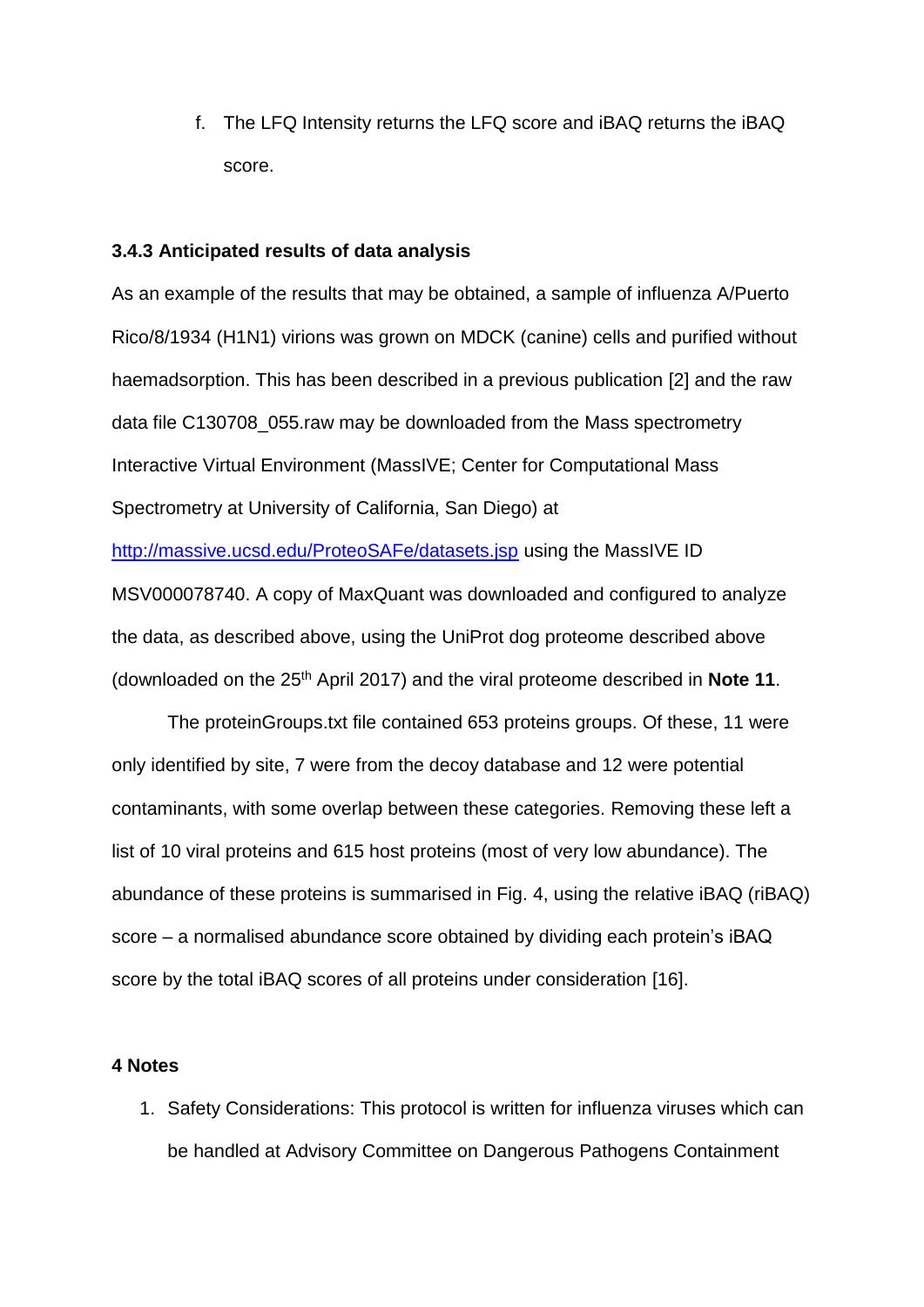f. The LFQ Intensity returns the LFQ score and iBAQ returns the iBAQ score.

### 3.4.3 Anticipated results of data analysis

As an example of the results that may be obtained, a sample of influenza A/Puerto Rico/8/1934 (H1N1) virions was grown on MDCK (canine) cells and purified without haemadsorption. This has been described in a previous publication [2] and the raw data file C130708_055.raw may be downloaded from the Mass spectrometry Interactive Virtual Environment (MassIVE; Center for Computational Mass Spectrometry at University of California, San Diego) at http://massive.ucsd.edu/ProteoSAFe/datasets.jsp using the MassIVE ID MSV000078740. A copy of MaxQuant was downloaded and configured to analyze the data, as described above, using the UniProt dog proteome described above (downloaded on the 25th April 2017) and the viral proteome described in **Note 11**.

The proteinGroups.txt file contained 653 proteins groups. Of these, 11 were only identified by site, 7 were from the decoy database and 12 were potential contaminants, with some overlap between these categories. Removing these left a list of 10 viral proteins and 615 host proteins (most of very low abundance). The abundance of these proteins is summarised in Fig. 4, using the relative iBAQ (riBAQ) score – a normalised abundance score obtained by dividing each protein's iBAQ score by the total iBAQ scores of all proteins under consideration [16].

## 4 Notes

1. Safety Considerations: This protocol is written for influenza viruses which can be handled at Advisory Committee on Dangerous Pathogens Containment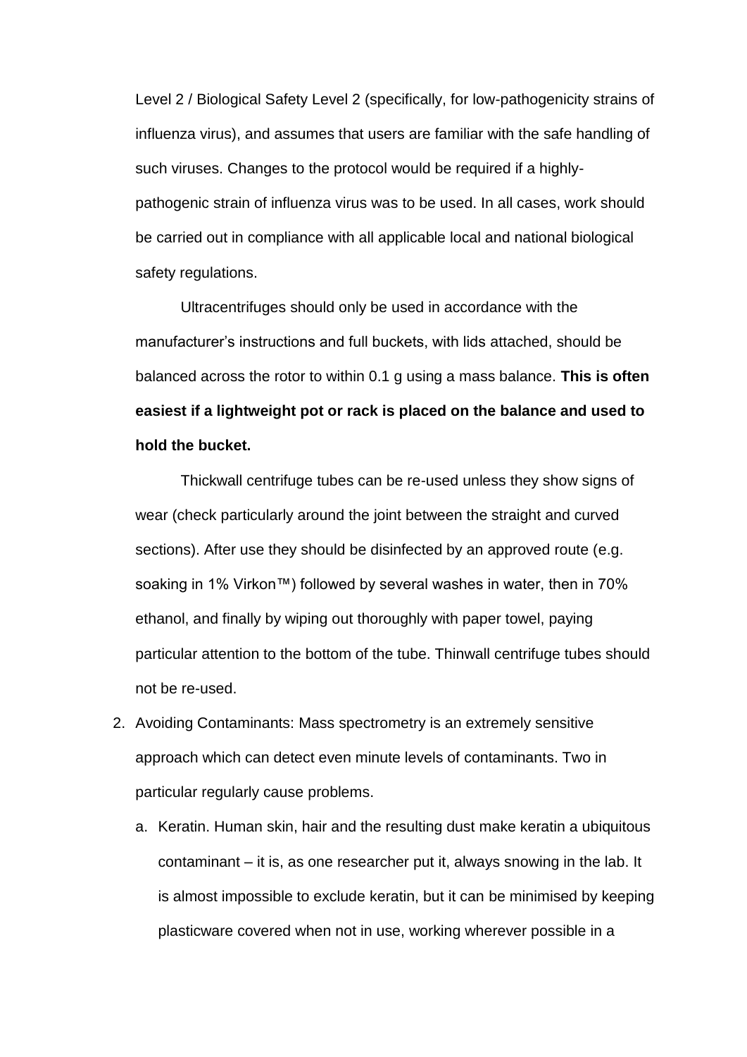Level 2 / Biological Safety Level 2 (specifically, for low-pathogenicity strains of influenza virus), and assumes that users are familiar with the safe handling of such viruses. Changes to the protocol would be required if a highly-pathogenic strain of influenza virus was to be used. In all cases, work should be carried out in compliance with all applicable local and national biological safety regulations.

Ultracentrifuges should only be used in accordance with the manufacturer's instructions and full buckets, with lids attached, should be balanced across the rotor to within 0.1 g using a mass balance. **This is often easiest if a lightweight pot or rack is placed on the balance and used to hold the bucket.**

Thickwall centrifuge tubes can be re-used unless they show signs of wear (check particularly around the joint between the straight and curved sections). After use they should be disinfected by an approved route (e.g. soaking in 1% Virkon™) followed by several washes in water, then in 70% ethanol, and finally by wiping out thoroughly with paper towel, paying particular attention to the bottom of the tube. Thinwall centrifuge tubes should not be re-used.

2. Avoiding Contaminants: Mass spectrometry is an extremely sensitive approach which can detect even minute levels of contaminants. Two in particular regularly cause problems.

   a. Keratin. Human skin, hair and the resulting dust make keratin a ubiquitous contaminant – it is, as one researcher put it, always snowing in the lab. It is almost impossible to exclude keratin, but it can be minimised by keeping plasticware covered when not in use, working wherever possible in a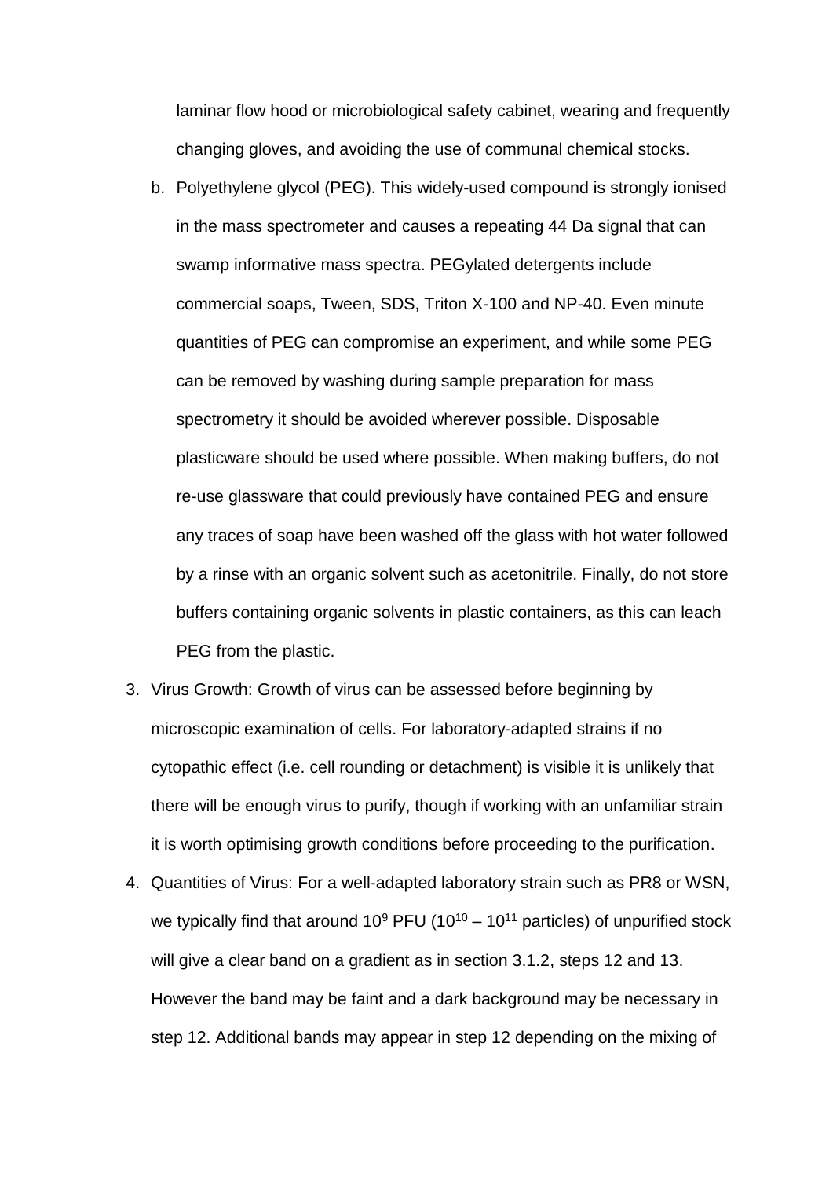laminar flow hood or microbiological safety cabinet, wearing and frequently changing gloves, and avoiding the use of communal chemical stocks.

b. Polyethylene glycol (PEG). This widely-used compound is strongly ionised in the mass spectrometer and causes a repeating 44 Da signal that can swamp informative mass spectra. PEGylated detergents include commercial soaps, Tween, SDS, Triton X-100 and NP-40. Even minute quantities of PEG can compromise an experiment, and while some PEG can be removed by washing during sample preparation for mass spectrometry it should be avoided wherever possible. Disposable plasticware should be used where possible. When making buffers, do not re-use glassware that could previously have contained PEG and ensure any traces of soap have been washed off the glass with hot water followed by a rinse with an organic solvent such as acetonitrile. Finally, do not store buffers containing organic solvents in plastic containers, as this can leach PEG from the plastic.

3. Virus Growth: Growth of virus can be assessed before beginning by microscopic examination of cells. For laboratory-adapted strains if no cytopathic effect (i.e. cell rounding or detachment) is visible it is unlikely that there will be enough virus to purify, though if working with an unfamiliar strain it is worth optimising growth conditions before proceeding to the purification.

4. Quantities of Virus: For a well-adapted laboratory strain such as PR8 or WSN, we typically find that around $10^9$ PFU ($10^{10}$ – $10^{11}$ particles) of unpurified stock will give a clear band on a gradient as in section 3.1.2, steps 12 and 13. However the band may be faint and a dark background may be necessary in step 12. Additional bands may appear in step 12 depending on the mixing of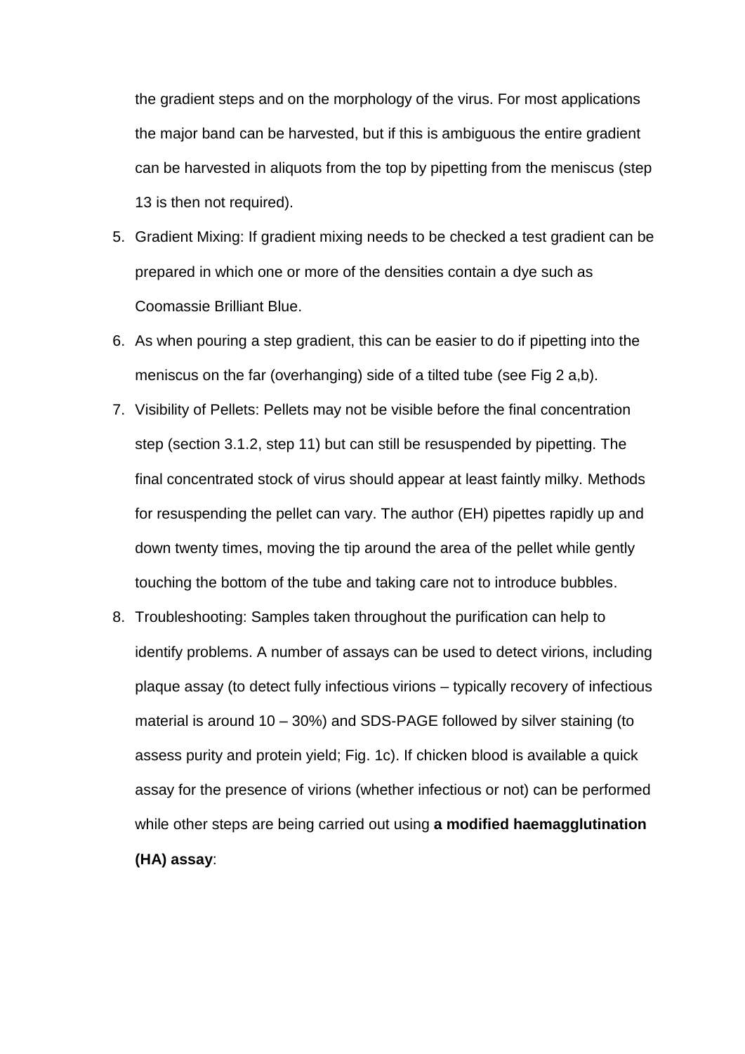the gradient steps and on the morphology of the virus. For most applications the major band can be harvested, but if this is ambiguous the entire gradient can be harvested in aliquots from the top by pipetting from the meniscus (step 13 is then not required).

5. Gradient Mixing: If gradient mixing needs to be checked a test gradient can be prepared in which one or more of the densities contain a dye such as Coomassie Brilliant Blue.
6. As when pouring a step gradient, this can be easier to do if pipetting into the meniscus on the far (overhanging) side of a tilted tube (see Fig 2 a,b).
7. Visibility of Pellets: Pellets may not be visible before the final concentration step (section 3.1.2, step 11) but can still be resuspended by pipetting. The final concentrated stock of virus should appear at least faintly milky. Methods for resuspending the pellet can vary. The author (EH) pipettes rapidly up and down twenty times, moving the tip around the area of the pellet while gently touching the bottom of the tube and taking care not to introduce bubbles.
8. Troubleshooting: Samples taken throughout the purification can help to identify problems. A number of assays can be used to detect virions, including plaque assay (to detect fully infectious virions – typically recovery of infectious material is around 10 – 30%) and SDS-PAGE followed by silver staining (to assess purity and protein yield; Fig. 1c). If chicken blood is available a quick assay for the presence of virions (whether infectious or not) can be performed while other steps are being carried out using **a modified haemagglutination (HA) assay**: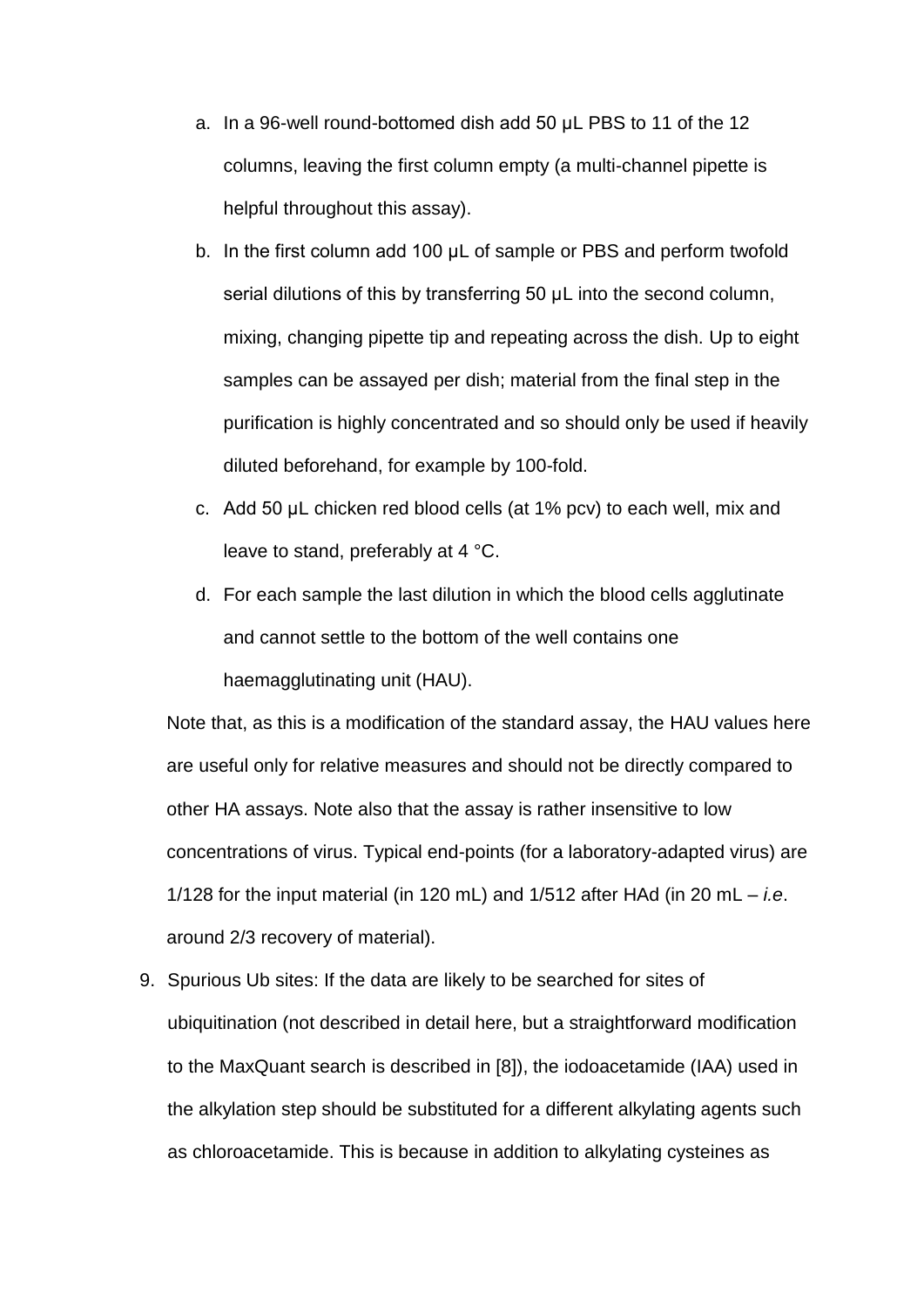a. In a 96-well round-bottomed dish add 50 µL PBS to 11 of the 12 columns, leaving the first column empty (a multi-channel pipette is helpful throughout this assay).

b. In the first column add 100 µL of sample or PBS and perform twofold serial dilutions of this by transferring 50 µL into the second column, mixing, changing pipette tip and repeating across the dish. Up to eight samples can be assayed per dish; material from the final step in the purification is highly concentrated and so should only be used if heavily diluted beforehand, for example by 100-fold.

c. Add 50 µL chicken red blood cells (at 1% pcv) to each well, mix and leave to stand, preferably at 4 °C.

d. For each sample the last dilution in which the blood cells agglutinate and cannot settle to the bottom of the well contains one haemagglutinating unit (HAU).

Note that, as this is a modification of the standard assay, the HAU values here are useful only for relative measures and should not be directly compared to other HA assays. Note also that the assay is rather insensitive to low concentrations of virus. Typical end-points (for a laboratory-adapted virus) are 1/128 for the input material (in 120 mL) and 1/512 after HAd (in 20 mL – *i.e*. around 2/3 recovery of material).

9. Spurious Ub sites: If the data are likely to be searched for sites of ubiquitination (not described in detail here, but a straightforward modification to the MaxQuant search is described in [8]), the iodoacetamide (IAA) used in the alkylation step should be substituted for a different alkylating agents such as chloroacetamide. This is because in addition to alkylating cysteines as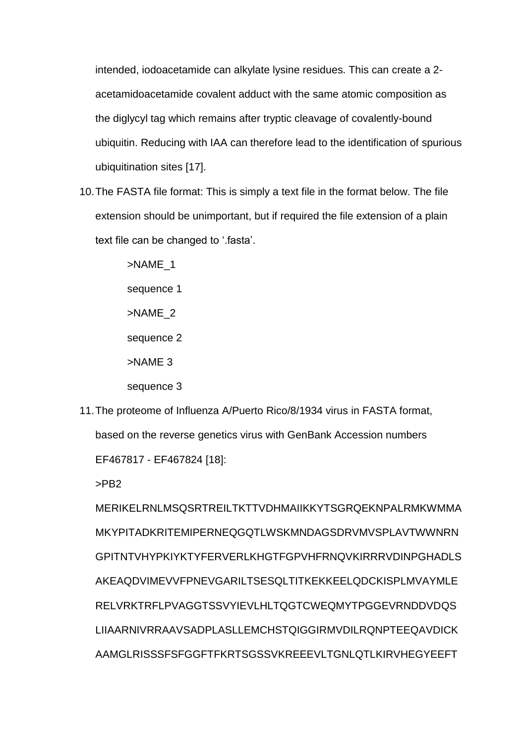intended, iodoacetamide can alkylate lysine residues. This can create a 2-acetamidoacetamide covalent adduct with the same atomic composition as the diglycyl tag which remains after tryptic cleavage of covalently-bound ubiquitin. Reducing with IAA can therefore lead to the identification of spurious ubiquitination sites [17].

10. The FASTA file format: This is simply a text file in the format below. The file extension should be unimportant, but if required the file extension of a plain text file can be changed to '.fasta'.

    >NAME_1

    sequence 1

    >NAME_2

    sequence 2

    >NAME 3

    sequence 3

11. The proteome of Influenza A/Puerto Rico/8/1934 virus in FASTA format, based on the reverse genetics virus with GenBank Accession numbers EF467817 - EF467824 [18]:

    >PB2

    MERIKELRNLMSQSRTREILTKTTVDHMAIIKKYTSGRQEKNPALRMKWMMA
    MKYPITADKRITEMIPERNEQGQTLWSKMNDAGSDRVMVSPLAVTWWNRN
    GPITNTVHYPKIYKTYFERVERLKHGTFGPVHFRNQVKIRRRVDINPGHADLS
    AKEAQDVIMEVVFPNEVGARILTSESQLTITKEKKEELQDCKISPLMVAYMLE
    RELVRKTRFLPVAGGTSSVYIEVLHLTQGTCWEQMYTPGGEVRNDDVDQS
    LIIAARNIVRRAAVSADPLASLLEMCHSTQIGGIRMVDILRQNPTEEQAVDICK
    AAMGLRISSSFSFGGFTFKRTSGSSVKREEEVLTGNLQTLKIRVHEGYEEFT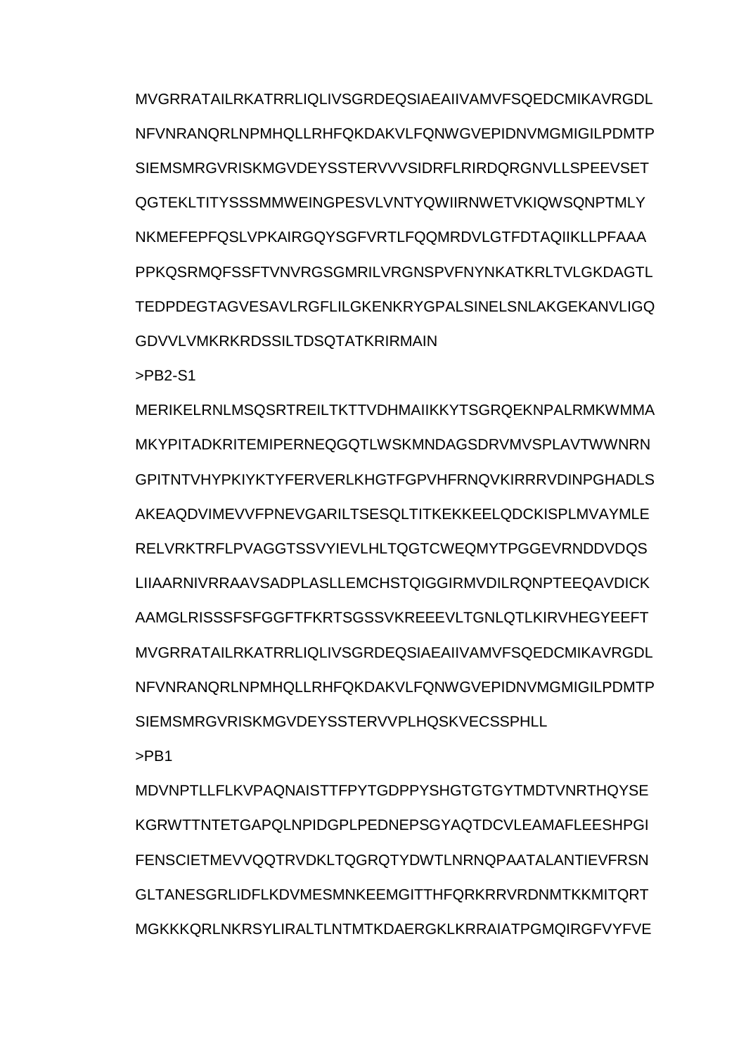MVGRRATAILRKATRRLIQLIVSGRDEQSIAEAIIVAMVFSQEDCMIKAVRGDL
NFVNRANQRLNPMHQLLRHFQKDAKVLFQNWGVEPIDNVMGMIGILPDMTP
SIEMSMRGVRISKMGVDEYSSTERVVVSIDRFLRIRDQRGNVLLSPEEVSET
QGTEKLTITYSSSMMWEINGPESVLVNTYQWIIRNWETVKIQWSQNPTMLY
NKMEFEPFQSLVPKAIRGQYSGFVRTLFQQMRDVLGTFDTAQIIKLLPFAAA
PPKQSRMQFSSFTVNVRGSGMRILVRGNSPVFNYNKATKRLTVLGKDAGTL
TEDPDEGTAGVESAVLRGFLILGKENKRYGPALSINELSNLAKGEKANVLIGQ
GDVVLVMKRKRDSSILTDSQTATKRIRMAIN

>PB2-S1

MERIKELRNLMSQSRTREILTKTTVDHMAIIKKYTSGRQEKNPALRMKWMMA
MKYPITADKRITEMIPERNEQGQTLWSKMNDAGSDRVMVSPLAVTWWNRN
GPITNTVHYPKIYKTYFERVERLKHGTFGPVHFRNQVKIRRRVDINPGHADLS
AKEAQDVIMEVVFPNEVGARILTSESQLTITKEKKEELQDCKISPLMVAYMLE
RELVRKTRFLPVAGGTSSVYIEVLHLTQGTCWEQMYTPGGEVRNDDVDQS
LIIAARNIVRRAAVSADPLASLLEMCHSTQIGGIRMVDILRQNPTEEQAVDICK
AAMGLRISSSFSFGGFTFKRTSGSSVKREEEVLTGNLQTLKIRVHEGYEEFT
MVGRRATAILRKATRRLIQLIVSGRDEQSIAEAIIVAMVFSQEDCMIKAVRGDL
NFVNRANQRLNPMHQLLRHFQKDAKVLFQNWGVEPIDNVMGMIGILPDMTP
SIEMSMRGVRISKMGVDEYSSTERVVPLHQSKVECSSPHLL

>PB1

MDVNPTLLFLKVPAQNAISTTFPYTGDPPYSHGTGTGYTMDTVNRTHQYSE
KGRWTTNTETGAPQLNPIDGPLPEDNEPSGYAQTDCVLEAMAFLEESHPGI
FENSCIETMEVVQQTRVDKLTQGRQTYDWTLNRNQPAATALANTIEVFRSN
GLTANESGRLIDFLKDVMESMNKEEMGITTHFQRKRRVRDNMTKKMITQRT
MGKKKQRLNKRSYLIRALTLNTMTKDAERGKLKRRAIATPGMQIRGFVYFVE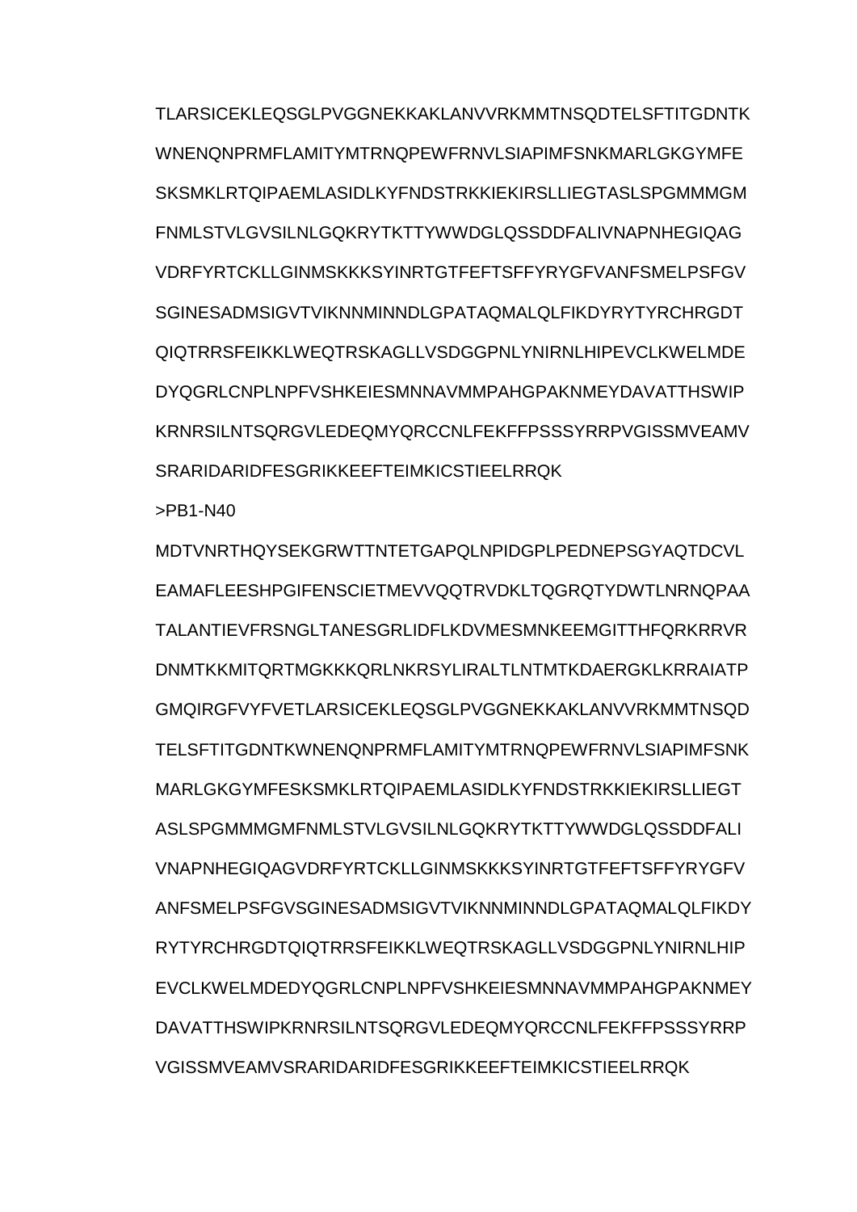TLARSICEKLEQSGLPVGGNEKKAKLANVVRKMMTNSQDTELSFTITGDNTK
WNENQNPRMFLAMITYMTRNQPEWFRNVLSIAPIMFSNKMARLGKGYMFE
SKSMKLRTQIPAEMLASIDLKYFNDSTRKKIEKIRSLLIEGTASLSPGMMMGM
FNMLSTVLGVSILNLGQKRYTKTTYWWDGLQSSDDFALIVNAPNHEGIQAG
VDRFYRTCKLLGINMSKKKSYINRTGTFEFTSFFYRYGFVANFSMELPSFGV
SGINESADMSIGVTVIKNNMINNDLGPATAQMALQLFIKDYRYTYRCHRGDT
QIQTRRSFEIKKLWEQTRSKAGLLVSDGGPNLYNIRNLHIPEVCLKWELMDE
DYQGRLCNPLNPFVSHKEIESMNNAVMMPAHGPAKNMEYDAVATTHSWIP
KRNRSILNTSQRGVLEDEQMYQRCCNLFEKFFPSSSYRRPVGISSMVEAMV
SRARIDARIDFESGRIKKEEFTEIMKICSTIEELRRQK

>PB1-N40

MDTVNRTHQYSEKGRWTTNTETGAPQLNPIDGPLPEDNEPSGYAQTDCVL
EAMAFLEESHPGIFENSCIETMEVVQQTRVDKLTQGRQTYDWTLNRNQPAA
TALANTIEVFRSNGLTANESGRLIDFLKDVMESMNKEEMGITTHFQRKRRVR
DNMTKKMITQRTMGKKKQRLNKRSYLIRALTLNTMTKDAERGKLKRRAIATP
GMQIRGFVYFVETLARSICEKLEQSGLPVGGNEKKAKLANVVRKMMTNSQD
TELSFTITGDNTKWNENQNPRMFLAMITYMTRNQPEWFRNVLSIAPIMFSNK
MARLGKGYMFESKSMKLRTQIPAEMLASIDLKYFNDSTRKKIEKIRSLLIEGT
ASLSPGMMMGMFNMLSTVLGVSILNLGQKRYTKTTYWWDGLQSSDDFALI
VNAPNHEGIQAGVDRFYRTCKLLGINMSKKKSYINRTGTFEFTSFFYRYGFV
ANFSMELPSFGVSGINESADMSIGVTVIKNNMINNDLGPATAQMALQLFIKDY
RYTYRCHRGDTQIQTRRSFEIKKLWEQTRSKAGLLVSDGGPNLYNIRNLHIP
EVCLKWELMDEDYQGRLCNPLNPFVSHKEIESMNNAVMMPAHGPAKNMEY
DAVATTHSWIPKRNRSILNTSQRGVLEDEQMYQRCCNLFEKFFPSSSYRRP
VGISSMVEAMVSRARIDARIDFESGRIKKEEFTEIMKICSTIEELRRQK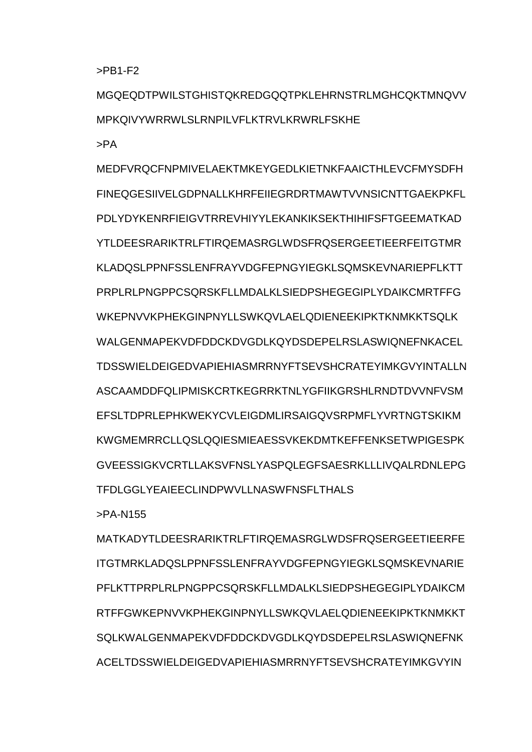>PB1-F2

MGQEQDTPWILSTGHISTQKREDGQQTPKLEHRNSTRLMGHCQKTMNQVV

MPKQIVYWRRWLSLRNPILVFLKTRVLKRWRLFSKHE

>PA

MEDFVRQCFNPMIVELAEKTMKEYGEDLKIETNKFAAICTHLEVCFMYSDFH

FINEQGESIIVELGDPNALLKHRFEIIEGRDRTMAWTVVNSICNTTGAEKPKFL

PDLYDYKENRFIEIGVTRREVHIYYLEKANKIKSEKTHIHIFSFTGEEMATKAD

YTLDEESRARIKTRLFTIRQEMASRGLWDSFRQSERGEETIEERFEITGTMR

KLADQSLPPNFSSLENFRAYVDGFEPNGYIEGKLSQMSKEVNARIEPFLKTT

PRPLRLPNGPPCSQRSKFLLMDALKLSIEDPSHEGEGIPLYDAIKCMRTFFG

WKEPNVVKPHEKGINPNYLLSWKQVLAELQDIENEEKIPKTKNMKKTSQLK

WALGENMAPEKVDFDDCKDVGDLKQYDSDEPELRSLASWIQNEFNKACEL

TDSSWIELDEIGEDVAPIEHIASMRRNYFTSEVSHCRATEYIMKGVYINTALLN

ASCAAMDDFQLIPMISKCRTKEGRRKTNLYGFIIKGRSHLRNDTDVVNFVSM

EFSLTDPRLEPHKWEKYCVLEIGDMLIRSAIGQVSRPMFLYVRTNGTSKIKM

KWGMEMRRCLLQSLQQIESMIEAESSVKEKDMTKEFFENKSETWPIGESPK

GVEESSIGKVCRTLLAKSVFNSLYASPQLEGFSAESRKLLLIVQALRDNLEPG

TFDLGGLYEAIEECLINDPWVLLNASWFNSFLTHALS

>PA-N155

MATKADYTLDEESRARIKTRLFTIRQEMASRGLWDSFRQSERGEETIEERFE

ITGTMRKLADQSLPPNFSSLENFRAYVDGFEPNGYIEGKLSQMSKEVNARIE

PFLKTTPRPLRLPNGPPCSQRSKFLLMDALKLSIEDPSHEGEGIPLYDAIKCM

RTFFGWKEPNVVKPHEKGINPNYLLSWKQVLAELQDIENEEKIPKTKNMKKT

SQLKWALGENMAPEKVDFDDCKDVGDLKQYDSDEPELRSLASWIQNEFNK

ACELTDSSWIELDEIGEDVAPIEHIASMRRNYFTSEVSHCRATEYIMKGVYIN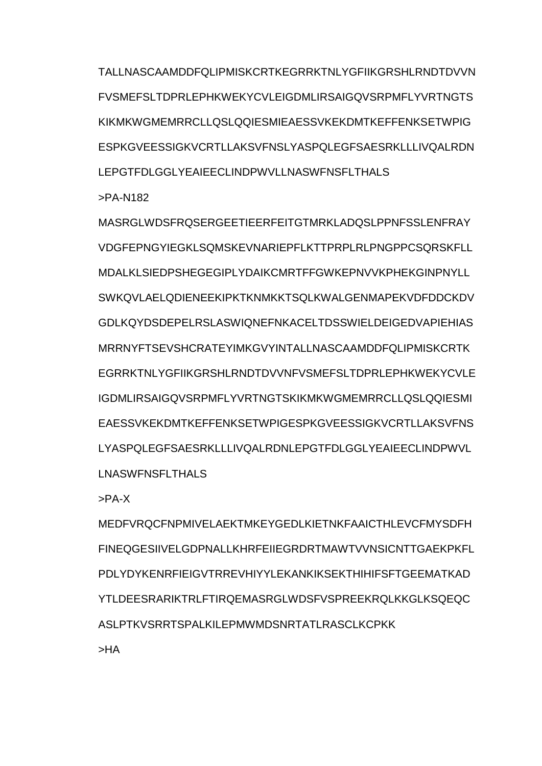TALLNASCAAMDDFQLIPMISKCRTKEGRRKTNLYGFIIKGRSHLRNDTDVVN
FVSMEFSLTDPRLEPHKWEKYCVLEIGDMLIRSAIGQVSRPMFLYVRTNGTS
KIKMKWGMEMRRCLLQSLQQIESMIEAESSVKEKDMTKEFFENKSETWPIG
ESPKGVEESSIGKVCRTLLAKSVFNSLYASPQLEGFSAESRKLLLIVQALRDN
LEPGTFDLGGLYEAIEECLINDPWVLLNASWFNSFLTHALS

>PA-N182

MASRGLWDSFRQSERGEETIEERFEITGTMRKLADQSLPPNFSSLENFRAY
VDGFEPNGYIEGKLSQMSKEVNARIEPFLKTTPRPLRLPNGPPCSQRSKFLL
MDALKLSIEDPSHEGEGIPLYDAIKCMRTFFGWKEPNVVKPHEKGINPNYLL
SWKQVLAELQDIENEEKIPKTKNMKKTSQLKWALGENMAPEKVDFDDCKDV
GDLKQYDSDEPELRSLASWIQNEFNKACELTDSSWIELDEIGEDVAPIEHIAS
MRRNYFTSEVSHCRATEYIMKGVYINTALLNASCAAMDDFQLIPMISKCRTK
EGRRKTNLYGFIIKGRSHLRNDTDVVNFVSMEFSLTDPRLEPHKWEKYCVLE
IGDMLIRSAIGQVSRPMFLYVRTNGTSKIKMKWGMEMRRCLLQSLQQIESMI
EAESSVKEKDMTKEFFENKSETWPIGESPKGVEESSIGKVCRTLLAKSVFNS
LYASPQLEGFSAESRKLLLIVQALRDNLEPGTFDLGGLYEAIEECLINDPWVL
LNASWFNSFLTHALS

>PA-X

MEDFVRQCFNPMIVELAEKTMKEYGEDLKIETNKFAAICTHLEVCFMYSDFH
FINEQGESIIVELGDPNALLKHRFEIIEGRDRTMAWTVVNSICNTTGAEKPKFL
PDLYDYKENRFIEIGVTRREVHIYYLEKANKIKSEKTHIHIFSFTGEEMATKAD
YTLDEESRARIKTRLFTIRQEMASRGLWDSFVSPREEKRQLKKGLKSQEQC
ASLPTKVSRRTSPALKILEPMWMDSNRTATLRASCLKCPKK

>HA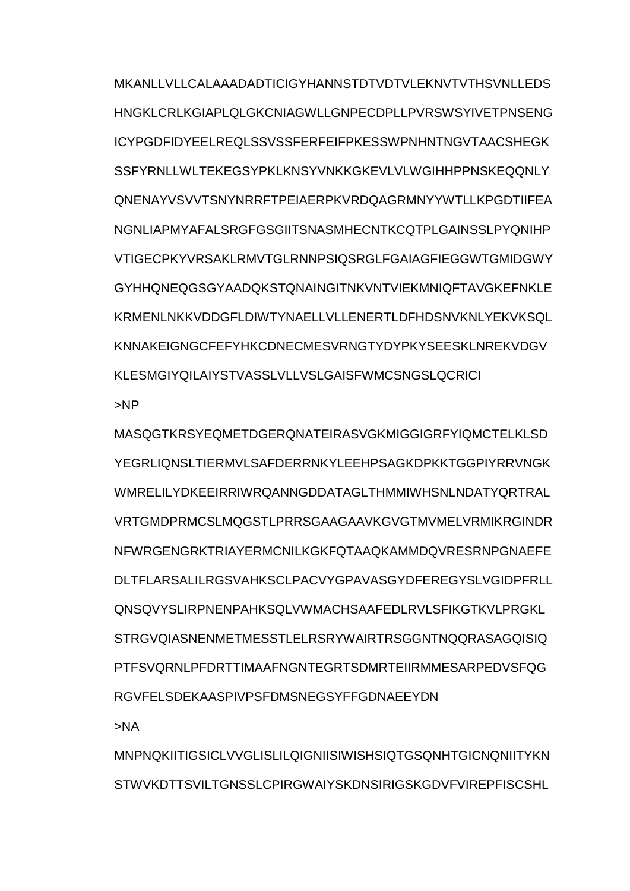MKANLLVLLCALAAADADTICIGYHANNSTDTVDTVLEKNVTVTHSVNLLEDS
HNGKLCRLKGIAPLQLGKCNIAGWLLGNPECDPLLPVRSWSYIVETPNSENG
ICYPGDFIDYEELREQLSSVSSFERFEIFPKESSWPNHNTNGVTAACSHEGK
SSFYRNLLWLTEKEGSYPKLKNSYVNKKGKEVLVLWGIHHPPNSKEQQNLY
QNENAYVSVVTSNYNRRFTPEIAERPKVRDQAGRMNYYWTLLKPGDTIIFEA
NGNLIAPMYAFALSRGFGSGIITSNASMHECNTKCQTPLGAINSSLPYQNIHP
VTIGECPKYVRSAKLRMVTGLRNNPSIQSRGLFGAIAGFIEGGWTGMIDGWY
GYHHQNEQGSGYAADQKSTQNAINGITNKVNTVIEKMNIQFTAVGKEFNKLE
KRMENLNKKVDDGFLDIWTYNAELLVLLENERTLDFHDSNVKNLYEKVKSQL
KNNAKEIGNGCFEFYHKCDNECMESVRNGTYDYPKYSEESKLNREKVDGV
KLESMGIYQILAIYSTVASSLVLLVSLGAISFWMCSNGSLQCRICI

>NP

MASQGTKRSYEQMETDGERQNATEIRASVGKMIGGIGRFYIQMCTELKLSD
YEGRLIQNSLTIERMVLSAFDERRNKYLEEHPSAGKDPKKTGGPIYRRVNGK
WMRELILYDKEEIRRIWRQANNGDDATAGLTHMMIWHSNLNDATYQRTRAL
VRTGMDPRMCSLMQGSTLPRRSGAAGAAVKGVGTMVMELVRMIKRGINDR
NFWRGENGRKTRIAYERMCNILKGKFQTAAQKAMMDQVRESRNPGNAEFE
DLTFLARSALILRGSVAHKSCLPACVYGPAVASGYDFEREGYSLVGIDPFRLL
QNSQVYSLIRPNENPAHKSQLVWMACHSAAFEDLRVLSFIKGTKVLPRGKL
STRGVQIASNENMETMESSTLELRSRYWAIRTRSGGNTNQQRASAGQISIQ
PTFSVQRNLPFDRTTIMAAFNGNTEGRTSDMRTEIIRMMESARPEDVSFQG
RGVFELSDEKAASPIVPSFDMSNEGSYFFGDNAEEYDN

>NA

MNPNQKIITIGSICLVVGLISLILQIGNIISIWISHSIQTGSQNHTGICNQNIITYKN
STWVKDTTSVILTGNSSLCPIRGWAIYSKDNSIRIGSKGDVFVIREPFISCSHL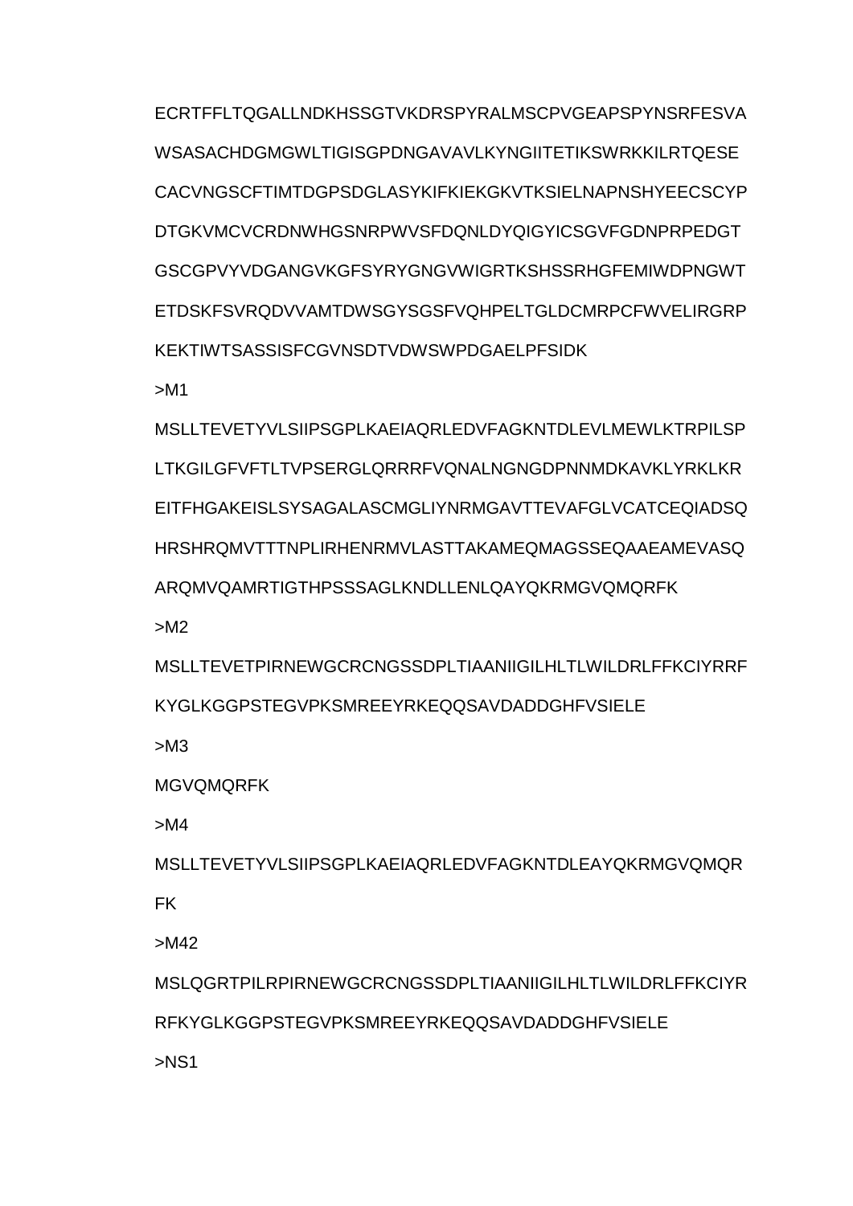ECRTFFLTQGALLNDKHSSGTVKDRSPYRALMSCPVGEAPSPYNSRFESVA

WSASACHDGMGWLTIGISGPDNGAVAVLKYNGIITETIKSWRKKILRTQESE

CACVNGSCFTIMTDGPSDGLASYKIFKIEKGKVTKSIELNAPNSHYEECSCYP

DTGKVMCVCRDNWHGSNRPWVSFDQNLDYQIGYICSGVFGDNPRPEDGT

GSCGPVYVDGANGVKGFSYRYGNGVWIGRTKSHSSRHGFEMIWDPNGWT

ETDSKFSVRQDVVAMTDWSGYSGSFVQHPELTGLDCMRPCFWVELIRGRP

KEKTIWTSASSISFCGVNSDTVDWSWPDGAELPFSIDK

>M1

MSLLTEVETYVLSIIPSGPLKAEIAQRLEDVFAGKNTDLEVLMEWLKTRPILSP

LTKGILGFVFTLTVPSERGLQRRRFVQNALNGNGDPNNMDKAVKLYRKLKR

EITFHGAKEISLSYSAGALASCMGLIYNRMGAVTTEVAFGLVCATCEQIADSQ

HRSHRQMVTTTNPLIRHENRMVLASTTAKAMEQMAGSSEQAAEAMEVASQ

ARQMVQAMRTIGTHPSSSAGLKNDLLENLQAYQKRMGVQMQRFK

>M2

MSLLTEVETPIRNEWGCRCNGSSDPLTIAANIIGILHLTLWILDRLFFKCIYRRF

KYGLKGGPSTEGVPKSMREEYRKEQQSAVDADDGHFVSIELE

>M3

MGVQMQRFK

>M4

MSLLTEVETYVLSIIPSGPLKAEIAQRLEDVFAGKNTDLEAYQKRMGVQMQR

FK

>M42

MSLQGRTPILRPIRNEWGCRCNGSSDPLTIAANIIGILHLTLWILDRLFFKCIYR

RFKYGLKGGPSTEGVPKSMREEYRKEQQSAVDADDGHFVSIELE

>NS1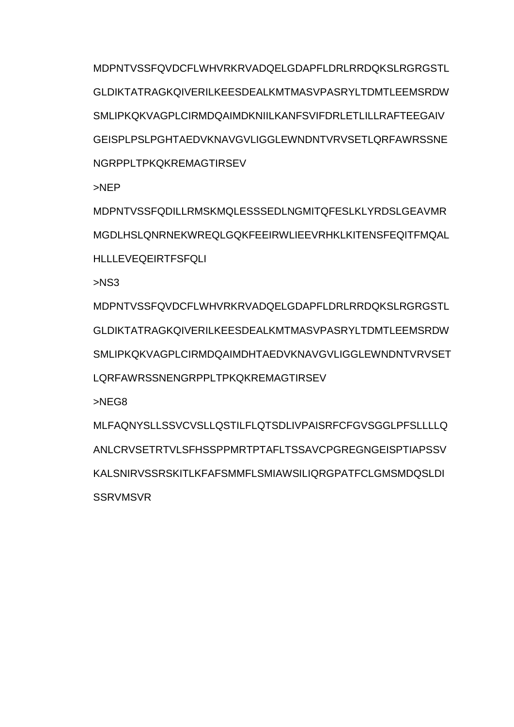MDPNTVSSFQVDCFLWHVRKRVADQELGDAPFLDRLRRDQKSLRGRGSTL

GLDIKTATRAGKQIVERILKEESDEALKMTMASVPASRYLTDMTLEEMSRDW

SMLIPKQKVAGPLCIRMDQAIMDKNIILKANFSVIFDRLETLILLRAFTEEGAIV

GEISPLPSLPGHTAEDVKNAVGVLIGGLEWNDNTVRVSETLQRFAWRSSNE

NGRPPLTPKQKREMAGTIRSEV

>NEP

MDPNTVSSFQDILLRMSKMQLESSSEDLNGMITQFESLKLYRDSLGEAVMR

MGDLHSLQNRNEKWREQLGQKFEEIRWLIEEVRHKLKITENSFEQITFMQAL

HLLLEVEQEIRTFSFQLI

>NS3

MDPNTVSSFQVDCFLWHVRKRVADQELGDAPFLDRLRRDQKSLRGRGSTL

GLDIKTATRAGKQIVERILKEESDEALKMTMASVPASRYLTDMTLEEMSRDW

SMLIPKQKVAGPLCIRMDQAIMDHTAEDVKNAVGVLIGGLEWNDNTVRVSET

LQRFAWRSSNENGRPPLTPKQKREMAGTIRSEV

>NEG8

MLFAQNYSLLSSVCVSLLQSTILFLQTSDLIVPAISRFCFGVSGGLPFSLLLLQ

ANLCRVSETRTVLSFHSSPPMRTPTAFLTSSAVCPGREGNGEISPTIAPSSV

KALSNIRVSSRSKITLKFAFSMMFLSMIAWSILIQRGPATFCLGMSMDQSLDI

SSRVMSVR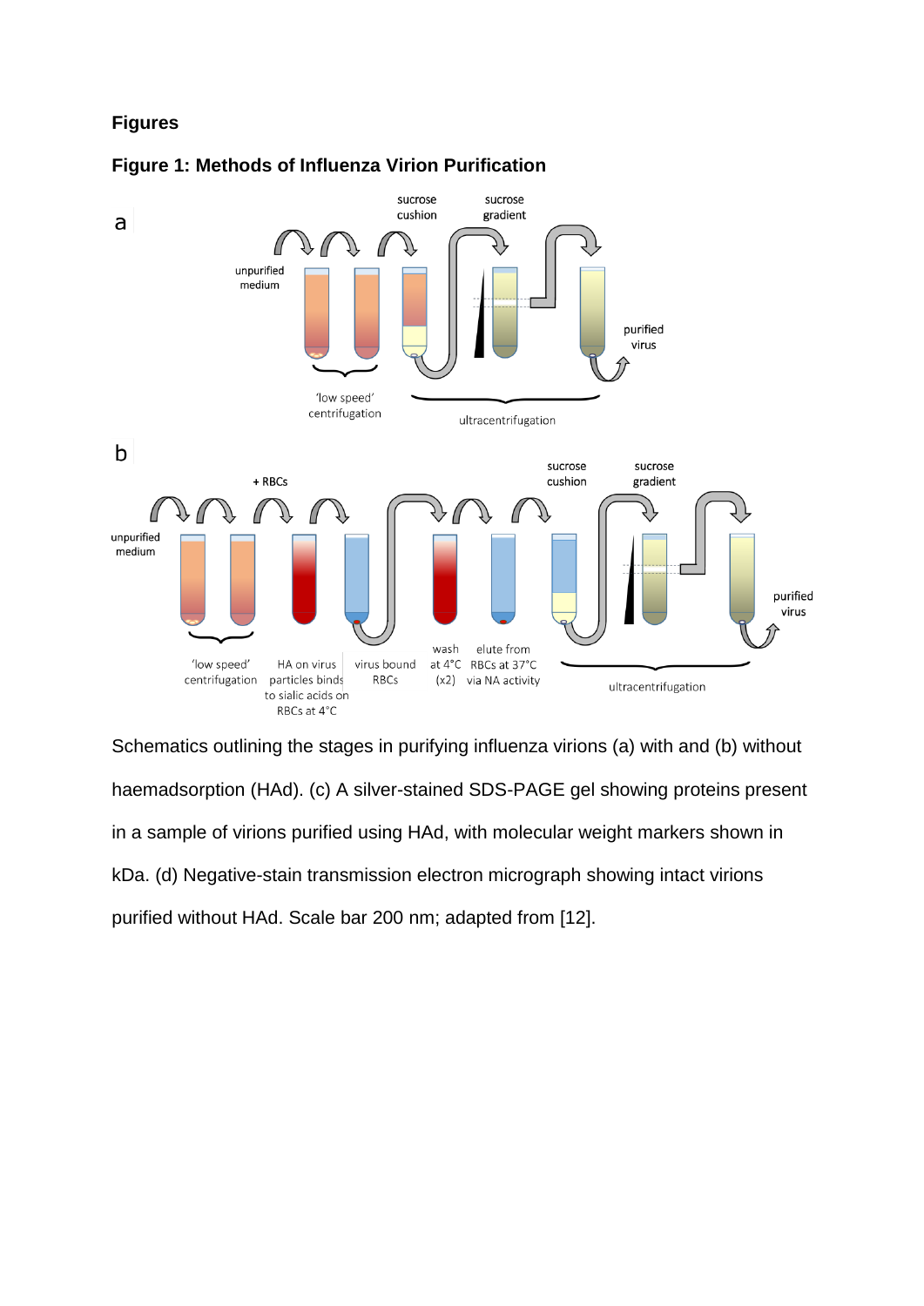## Figures

### Figure 1: Methods of Influenza Virion Purification

Schematics outlining the stages in purifying influenza virions (a) with and (b) without haemadsorption (HAd). (c) A silver-stained SDS-PAGE gel showing proteins present in a sample of virions purified using HAd, with molecular weight markers shown in kDa. (d) Negative-stain transmission electron micrograph showing intact virions purified without HAd. Scale bar 200 nm; adapted from [12].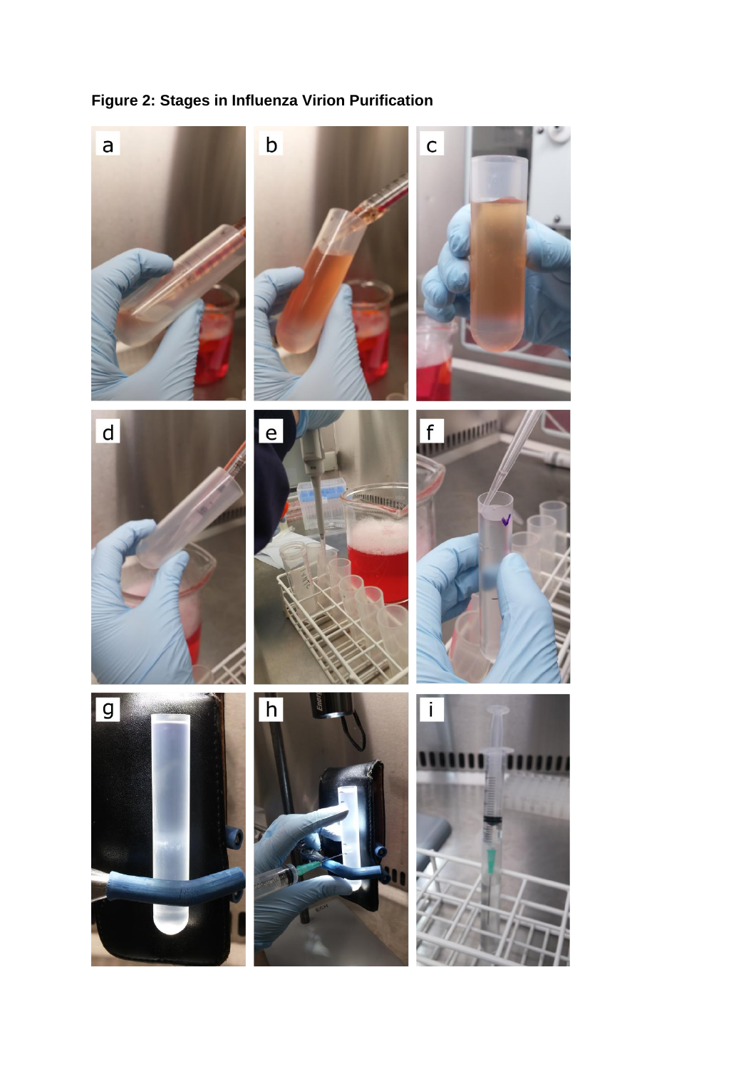**Figure 2: Stages in Influenza Virion Purification**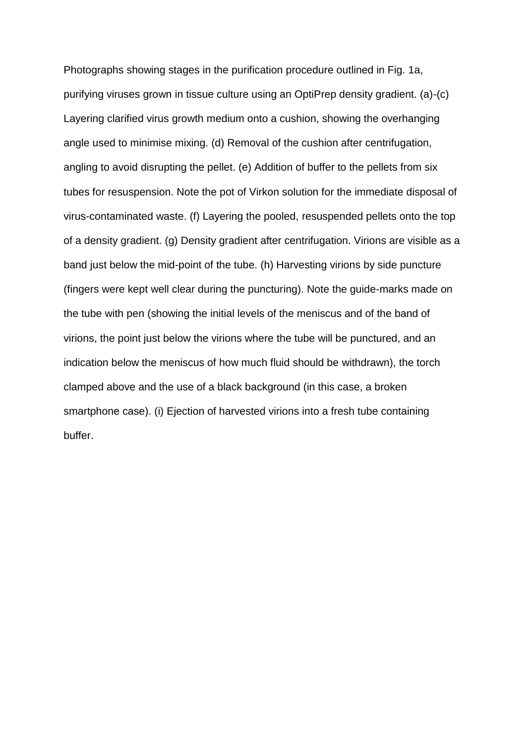Photographs showing stages in the purification procedure outlined in Fig. 1a, purifying viruses grown in tissue culture using an OptiPrep density gradient. (a)-(c) Layering clarified virus growth medium onto a cushion, showing the overhanging angle used to minimise mixing. (d) Removal of the cushion after centrifugation, angling to avoid disrupting the pellet. (e) Addition of buffer to the pellets from six tubes for resuspension. Note the pot of Virkon solution for the immediate disposal of virus-contaminated waste. (f) Layering the pooled, resuspended pellets onto the top of a density gradient. (g) Density gradient after centrifugation. Virions are visible as a band just below the mid-point of the tube. (h) Harvesting virions by side puncture (fingers were kept well clear during the puncturing). Note the guide-marks made on the tube with pen (showing the initial levels of the meniscus and of the band of virions, the point just below the virions where the tube will be punctured, and an indication below the meniscus of how much fluid should be withdrawn), the torch clamped above and the use of a black background (in this case, a broken smartphone case). (i) Ejection of harvested virions into a fresh tube containing buffer.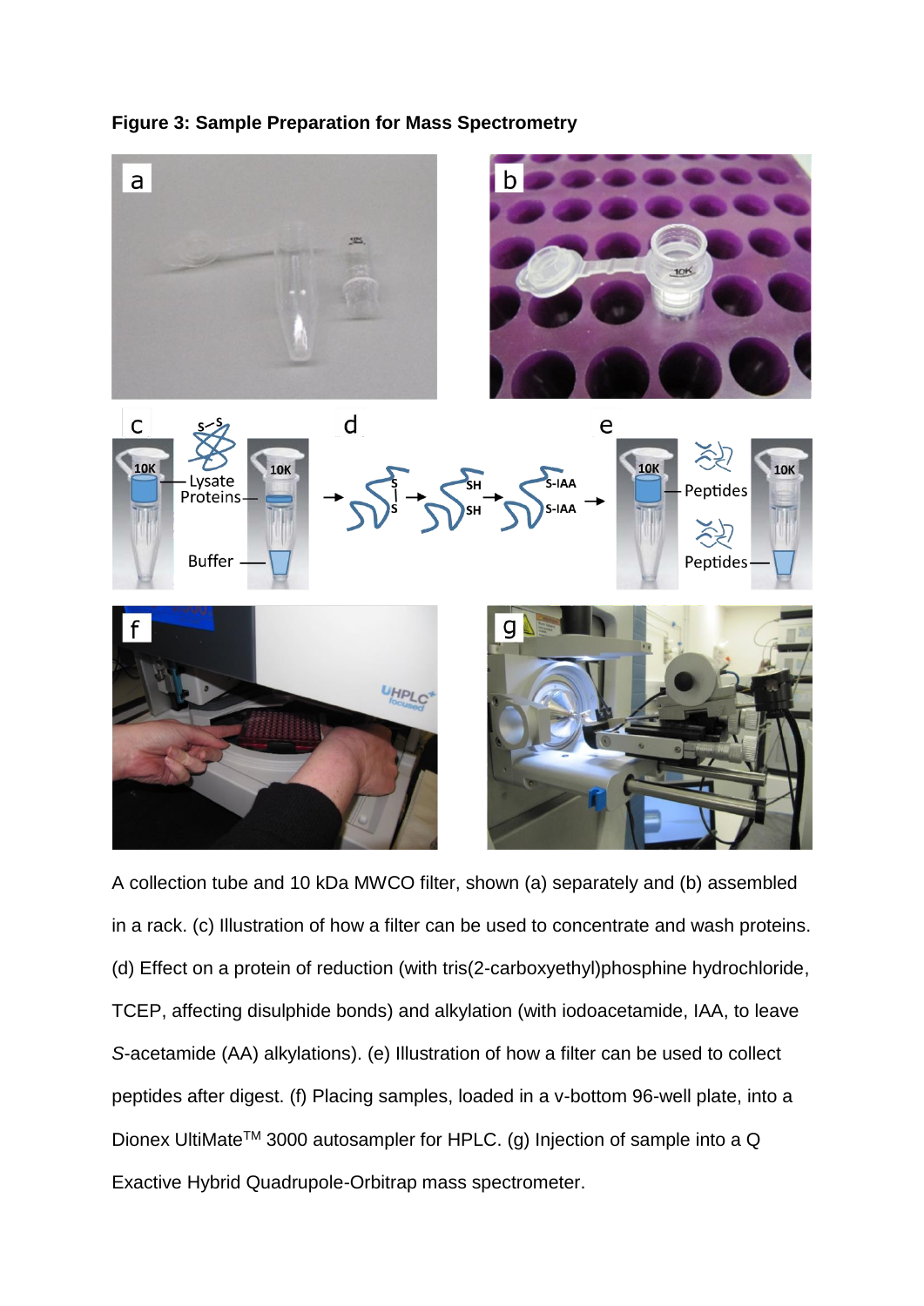**Figure 3: Sample Preparation for Mass Spectrometry**

A collection tube and 10 kDa MWCO filter, shown (a) separately and (b) assembled in a rack. (c) Illustration of how a filter can be used to concentrate and wash proteins. (d) Effect on a protein of reduction (with tris(2-carboxyethyl)phosphine hydrochloride, TCEP, affecting disulphide bonds) and alkylation (with iodoacetamide, IAA, to leave *S*-acetamide (AA) alkylations). (e) Illustration of how a filter can be used to collect peptides after digest. (f) Placing samples, loaded in a v-bottom 96-well plate, into a Dionex UltiMate$^{TM}$ 3000 autosampler for HPLC. (g) Injection of sample into a Q Exactive Hybrid Quadrupole-Orbitrap mass spectrometer.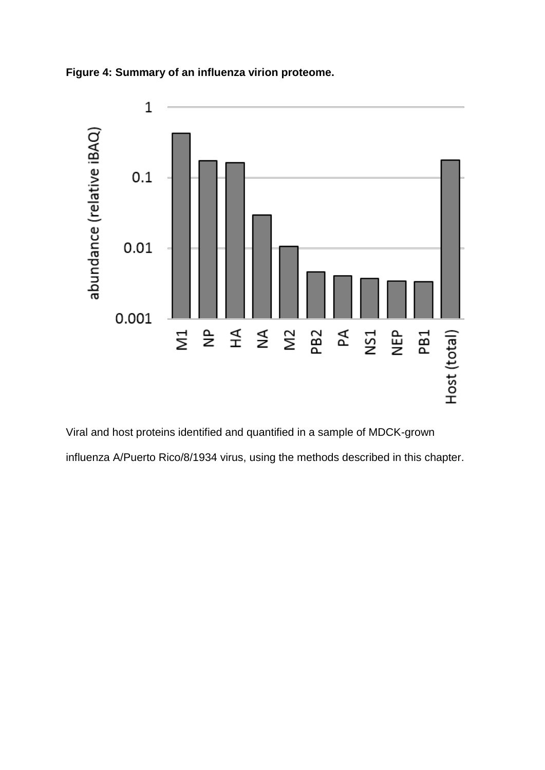**Figure 4: Summary of an influenza virion proteome.**

Viral and host proteins identified and quantified in a sample of MDCK-grown influenza A/Puerto Rico/8/1934 virus, using the methods described in this chapter.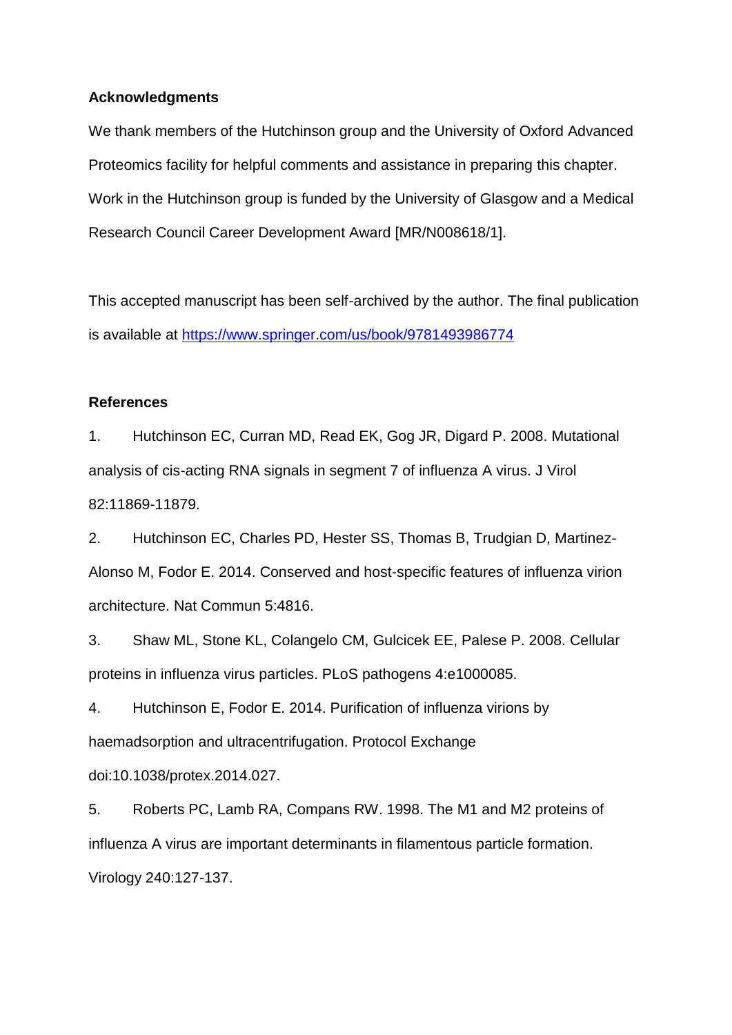**Acknowledgments**

We thank members of the Hutchinson group and the University of Oxford Advanced Proteomics facility for helpful comments and assistance in preparing this chapter. Work in the Hutchinson group is funded by the University of Glasgow and a Medical Research Council Career Development Award [MR/N008618/1].

This accepted manuscript has been self-archived by the author. The final publication is available at https://www.springer.com/us/book/9781493986774

**References**

1. Hutchinson EC, Curran MD, Read EK, Gog JR, Digard P. 2008. Mutational analysis of cis-acting RNA signals in segment 7 of influenza A virus. J Virol 82:11869-11879.

2. Hutchinson EC, Charles PD, Hester SS, Thomas B, Trudgian D, Martinez-Alonso M, Fodor E. 2014. Conserved and host-specific features of influenza virion architecture. Nat Commun 5:4816.

3. Shaw ML, Stone KL, Colangelo CM, Gulcicek EE, Palese P. 2008. Cellular proteins in influenza virus particles. PLoS pathogens 4:e1000085.

4. Hutchinson E, Fodor E. 2014. Purification of influenza virions by haemadsorption and ultracentrifugation. Protocol Exchange doi:10.1038/protex.2014.027.

5. Roberts PC, Lamb RA, Compans RW. 1998. The M1 and M2 proteins of influenza A virus are important determinants in filamentous particle formation. Virology 240:127-137.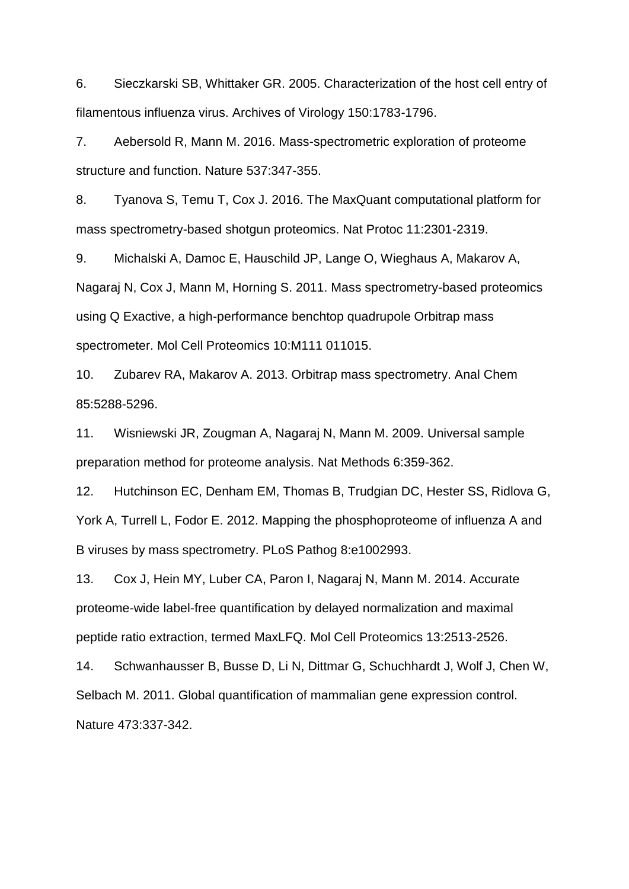6. Sieczkarski SB, Whittaker GR. 2005. Characterization of the host cell entry of filamentous influenza virus. Archives of Virology 150:1783-1796.

7. Aebersold R, Mann M. 2016. Mass-spectrometric exploration of proteome structure and function. Nature 537:347-355.

8. Tyanova S, Temu T, Cox J. 2016. The MaxQuant computational platform for mass spectrometry-based shotgun proteomics. Nat Protoc 11:2301-2319.

9. Michalski A, Damoc E, Hauschild JP, Lange O, Wieghaus A, Makarov A, Nagaraj N, Cox J, Mann M, Horning S. 2011. Mass spectrometry-based proteomics using Q Exactive, a high-performance benchtop quadrupole Orbitrap mass spectrometer. Mol Cell Proteomics 10:M111 011015.

10. Zubarev RA, Makarov A. 2013. Orbitrap mass spectrometry. Anal Chem 85:5288-5296.

11. Wisniewski JR, Zougman A, Nagaraj N, Mann M. 2009. Universal sample preparation method for proteome analysis. Nat Methods 6:359-362.

12. Hutchinson EC, Denham EM, Thomas B, Trudgian DC, Hester SS, Ridlova G, York A, Turrell L, Fodor E. 2012. Mapping the phosphoproteome of influenza A and B viruses by mass spectrometry. PLoS Pathog 8:e1002993.

13. Cox J, Hein MY, Luber CA, Paron I, Nagaraj N, Mann M. 2014. Accurate proteome-wide label-free quantification by delayed normalization and maximal peptide ratio extraction, termed MaxLFQ. Mol Cell Proteomics 13:2513-2526.

14. Schwanhausser B, Busse D, Li N, Dittmar G, Schuchhardt J, Wolf J, Chen W, Selbach M. 2011. Global quantification of mammalian gene expression control. Nature 473:337-342.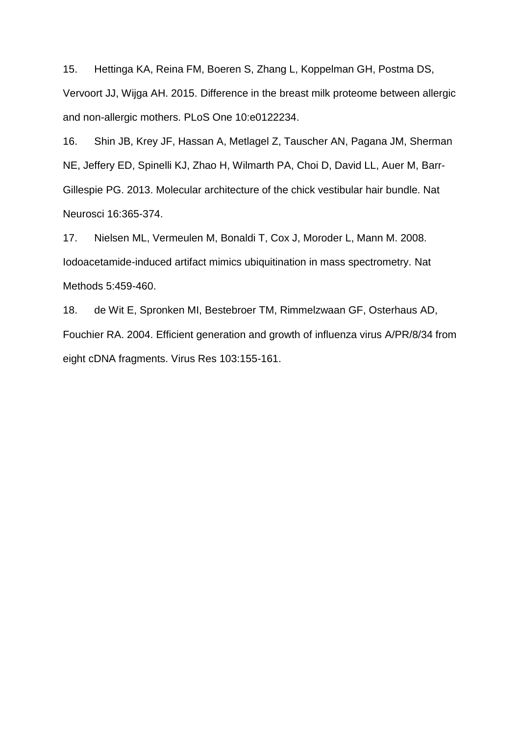15. Hettinga KA, Reina FM, Boeren S, Zhang L, Koppelman GH, Postma DS, Vervoort JJ, Wijga AH. 2015. Difference in the breast milk proteome between allergic and non-allergic mothers. PLoS One 10:e0122234.

16. Shin JB, Krey JF, Hassan A, Metlagel Z, Tauscher AN, Pagana JM, Sherman NE, Jeffery ED, Spinelli KJ, Zhao H, Wilmarth PA, Choi D, David LL, Auer M, Barr-Gillespie PG. 2013. Molecular architecture of the chick vestibular hair bundle. Nat Neurosci 16:365-374.

17. Nielsen ML, Vermeulen M, Bonaldi T, Cox J, Moroder L, Mann M. 2008. Iodoacetamide-induced artifact mimics ubiquitination in mass spectrometry. Nat Methods 5:459-460.

18. de Wit E, Spronken MI, Bestebroer TM, Rimmelzwaan GF, Osterhaus AD, Fouchier RA. 2004. Efficient generation and growth of influenza virus A/PR/8/34 from eight cDNA fragments. Virus Res 103:155-161.